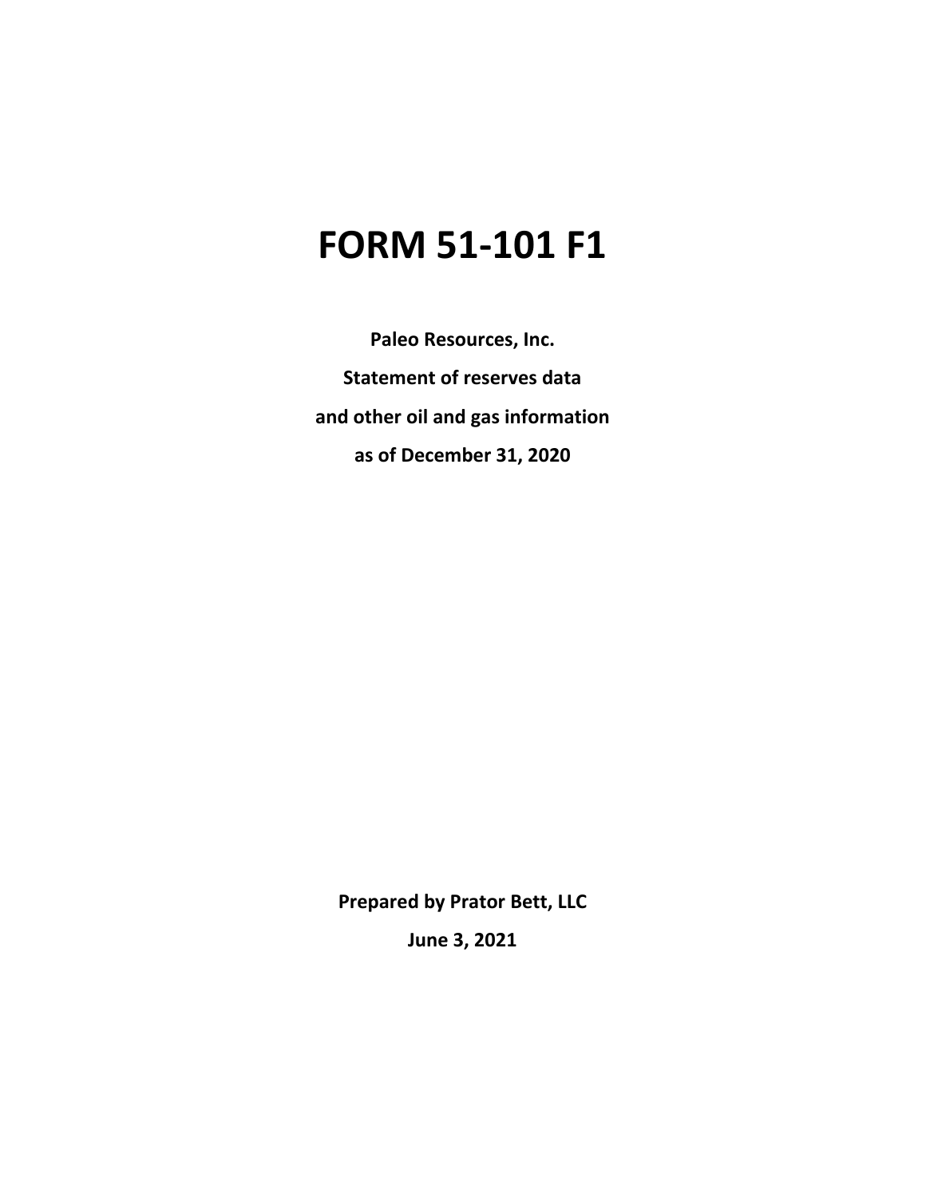# FORM 51-101 F1

**Paleo Resources, Inc.**

**Statement of reserves data**

**and other oil and gas information**

**as of December 31, 2020**

**Prepared by Prator Bett, LLC**

**June 3, 2021**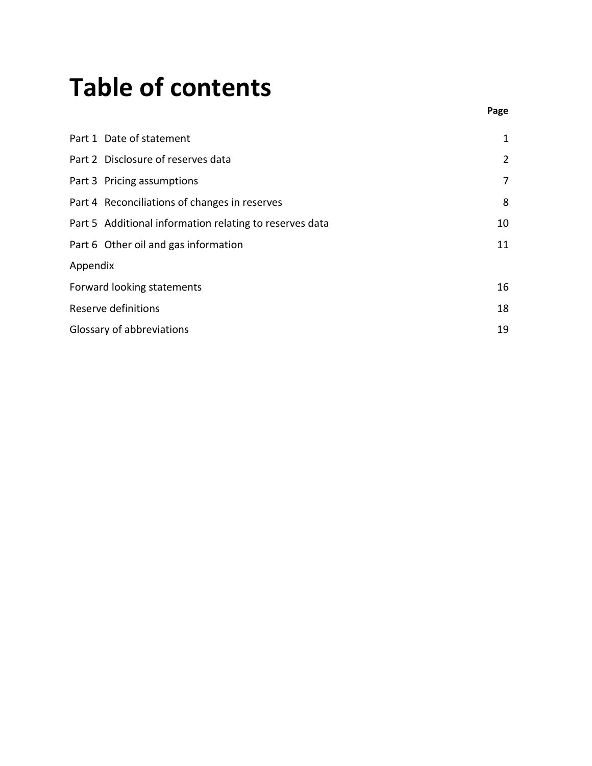# Table of contents

| | Page |
|---|---|
| Part 1 Date of statement | 1 |
| Part 2 Disclosure of reserves data | 2 |
| Part 3 Pricing assumptions | 7 |
| Part 4 Reconciliations of changes in reserves | 8 |
| Part 5 Additional information relating to reserves data | 10 |
| Part 6 Other oil and gas information | 11 |
| Appendix | |
| Forward looking statements | 16 |
| Reserve definitions | 18 |
| Glossary of abbreviations | 19 |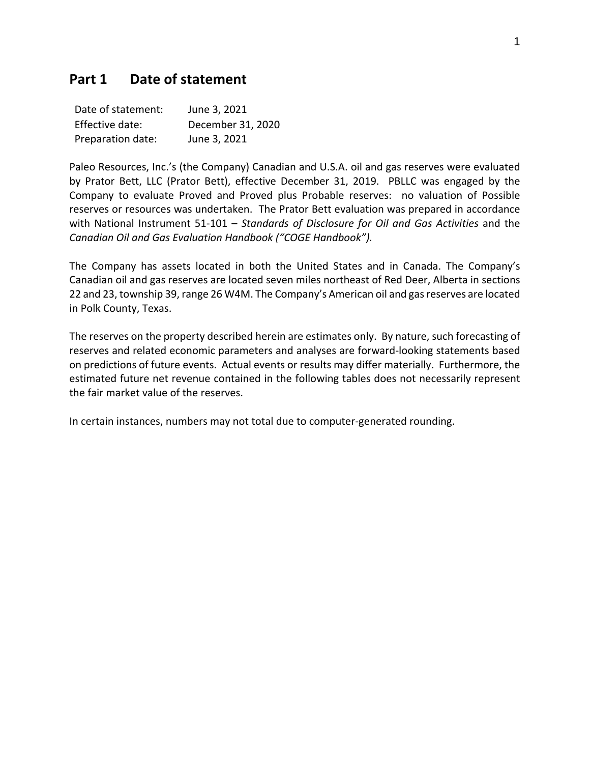## Part 1 Date of statement

| Date of statement: | June 3, 2021 |
| --- | --- |
| Effective date: | December 31, 2020 |
| Preparation date: | June 3, 2021 |

Paleo Resources, Inc.'s (the Company) Canadian and U.S.A. oil and gas reserves were evaluated by Prator Bett, LLC (Prator Bett), effective December 31, 2019. PBLLC was engaged by the Company to evaluate Proved and Proved plus Probable reserves: no valuation of Possible reserves or resources was undertaken. The Prator Bett evaluation was prepared in accordance with National Instrument 51-101 – *Standards of Disclosure for Oil and Gas Activities* and the *Canadian Oil and Gas Evaluation Handbook ("COGE Handbook").*

The Company has assets located in both the United States and in Canada. The Company's Canadian oil and gas reserves are located seven miles northeast of Red Deer, Alberta in sections 22 and 23, township 39, range 26 W4M. The Company's American oil and gas reserves are located in Polk County, Texas.

The reserves on the property described herein are estimates only. By nature, such forecasting of reserves and related economic parameters and analyses are forward-looking statements based on predictions of future events. Actual events or results may differ materially. Furthermore, the estimated future net revenue contained in the following tables does not necessarily represent the fair market value of the reserves.

In certain instances, numbers may not total due to computer-generated rounding.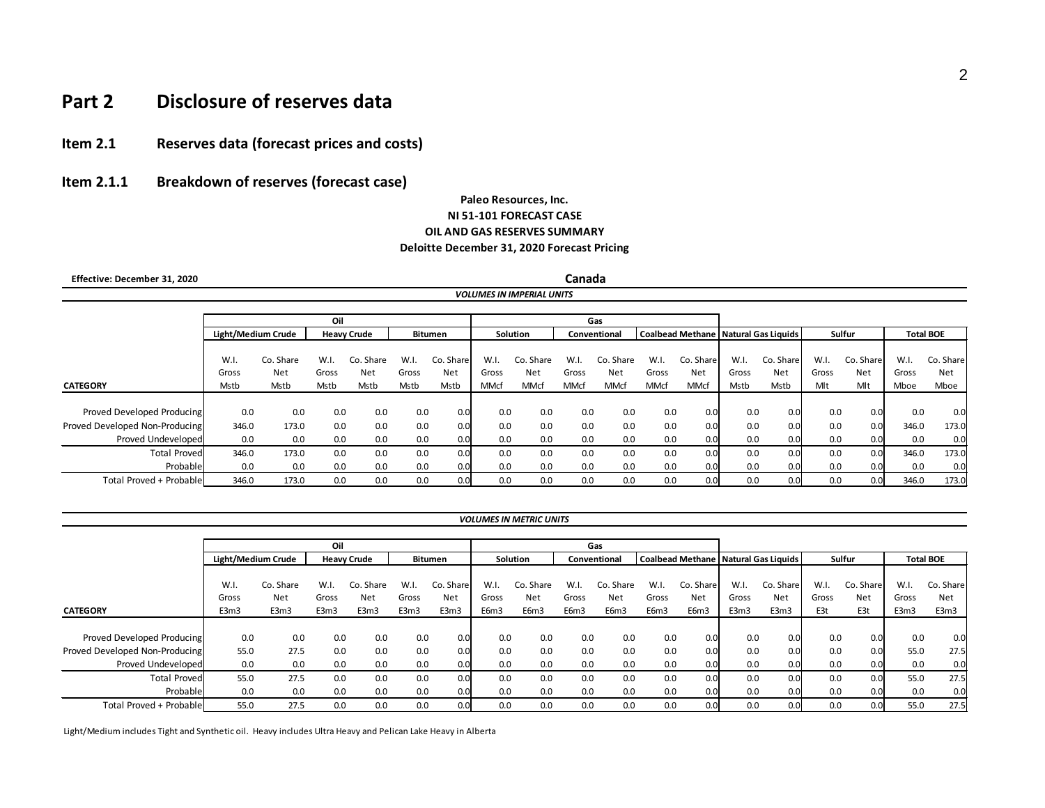# Part 2 Disclosure of reserves data

## Item 2.1 Reserves data (forecast prices and costs)

### Item 2.1.1 Breakdown of reserves (forecast case)

**Paleo Resources, Inc.**
**NI 51-101 FORECAST CASE**
**OIL AND GAS RESERVES SUMMARY**
**Deloitte December 31, 2020 Forecast Pricing**

**Effective: December 31, 2020**

**Canada**

***VOLUMES IN IMPERIAL UNITS***

| | Oil | | | | | | Gas | | | | | | | | | | | |
|---|---|---|---|---|---|---|---|---|---|---|---|---|---|---|---|---|---|---|
| | Light/Medium Crude | | Heavy Crude | | Bitumen | | Solution | | Conventional | | Coalbead Methane | | Natural Gas Liquids | | Sulfur | | Total BOE | |
| **CATEGORY** | W.I. Gross Mstb | Co. Share Net Mstb | W.I. Gross Mstb | Co. Share Net Mstb | W.I. Gross Mstb | Co. Share Net Mstb | W.I. Gross MMcf | Co. Share Net MMcf | W.I. Gross MMcf | Co. Share Net MMcf | W.I. Gross MMcf | Co. Share Net MMcf | W.I. Gross Mstb | Co. Share Net Mstb | W.I. Gross Mlt | Co. Share Net Mlt | W.I. Gross Mboe | Co. Share Net Mboe |
| Proved Developed Producing | 0.0 | 0.0 | 0.0 | 0.0 | 0.0 | 0.0 | 0.0 | 0.0 | 0.0 | 0.0 | 0.0 | 0.0 | 0.0 | 0.0 | 0.0 | 0.0 | 0.0 | 0.0 |
| Proved Developed Non-Producing | 346.0 | 173.0 | 0.0 | 0.0 | 0.0 | 0.0 | 0.0 | 0.0 | 0.0 | 0.0 | 0.0 | 0.0 | 0.0 | 0.0 | 0.0 | 0.0 | 346.0 | 173.0 |
| Proved Undeveloped | 0.0 | 0.0 | 0.0 | 0.0 | 0.0 | 0.0 | 0.0 | 0.0 | 0.0 | 0.0 | 0.0 | 0.0 | 0.0 | 0.0 | 0.0 | 0.0 | 0.0 | 0.0 |
| Total Proved | 346.0 | 173.0 | 0.0 | 0.0 | 0.0 | 0.0 | 0.0 | 0.0 | 0.0 | 0.0 | 0.0 | 0.0 | 0.0 | 0.0 | 0.0 | 0.0 | 346.0 | 173.0 |
| Probable | 0.0 | 0.0 | 0.0 | 0.0 | 0.0 | 0.0 | 0.0 | 0.0 | 0.0 | 0.0 | 0.0 | 0.0 | 0.0 | 0.0 | 0.0 | 0.0 | 0.0 | 0.0 |
| Total Proved + Probable | 346.0 | 173.0 | 0.0 | 0.0 | 0.0 | 0.0 | 0.0 | 0.0 | 0.0 | 0.0 | 0.0 | 0.0 | 0.0 | 0.0 | 0.0 | 0.0 | 346.0 | 173.0 |

***VOLUMES IN METRIC UNITS***

| | Oil | | | | | | Gas | | | | | | | | | | | |
|---|---|---|---|---|---|---|---|---|---|---|---|---|---|---|---|---|---|---|
| | Light/Medium Crude | | Heavy Crude | | Bitumen | | Solution | | Conventional | | Coalbead Methane | | Natural Gas Liquids | | Sulfur | | Total BOE | |
| **CATEGORY** | W.I. Gross E3m3 | Co. Share Net E3m3 | W.I. Gross E3m3 | Co. Share Net E3m3 | W.I. Gross E3m3 | Co. Share Net E3m3 | W.I. Gross E6m3 | Co. Share Net E6m3 | W.I. Gross E6m3 | Co. Share Net E6m3 | W.I. Gross E6m3 | Co. Share Net E6m3 | W.I. Gross E3m3 | Co. Share Net E3m3 | W.I. Gross E3t | Co. Share Net E3t | W.I. Gross E3m3 | Co. Share Net E3m3 |
| Proved Developed Producing | 0.0 | 0.0 | 0.0 | 0.0 | 0.0 | 0.0 | 0.0 | 0.0 | 0.0 | 0.0 | 0.0 | 0.0 | 0.0 | 0.0 | 0.0 | 0.0 | 0.0 | 0.0 |
| Proved Developed Non-Producing | 55.0 | 27.5 | 0.0 | 0.0 | 0.0 | 0.0 | 0.0 | 0.0 | 0.0 | 0.0 | 0.0 | 0.0 | 0.0 | 0.0 | 0.0 | 0.0 | 55.0 | 27.5 |
| Proved Undeveloped | 0.0 | 0.0 | 0.0 | 0.0 | 0.0 | 0.0 | 0.0 | 0.0 | 0.0 | 0.0 | 0.0 | 0.0 | 0.0 | 0.0 | 0.0 | 0.0 | 0.0 | 0.0 |
| Total Proved | 55.0 | 27.5 | 0.0 | 0.0 | 0.0 | 0.0 | 0.0 | 0.0 | 0.0 | 0.0 | 0.0 | 0.0 | 0.0 | 0.0 | 0.0 | 0.0 | 55.0 | 27.5 |
| Probable | 0.0 | 0.0 | 0.0 | 0.0 | 0.0 | 0.0 | 0.0 | 0.0 | 0.0 | 0.0 | 0.0 | 0.0 | 0.0 | 0.0 | 0.0 | 0.0 | 0.0 | 0.0 |
| Total Proved + Probable | 55.0 | 27.5 | 0.0 | 0.0 | 0.0 | 0.0 | 0.0 | 0.0 | 0.0 | 0.0 | 0.0 | 0.0 | 0.0 | 0.0 | 0.0 | 0.0 | 55.0 | 27.5 |

Light/Medium includes Tight and Synthetic oil. Heavy includes Ultra Heavy and Pelican Lake Heavy in Alberta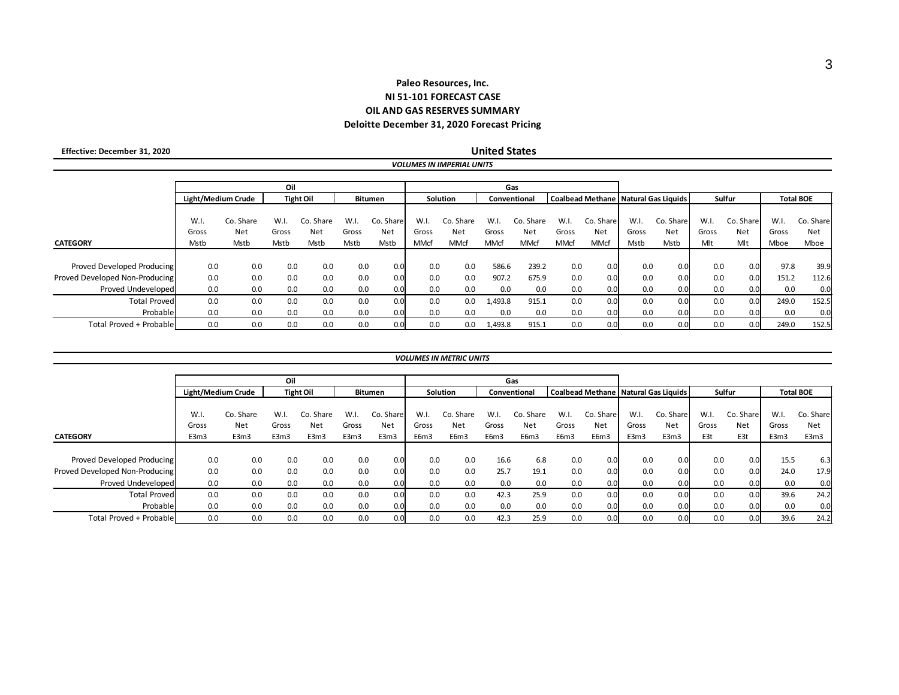**Paleo Resources, Inc.**
**NI 51-101 FORECAST CASE**
**OIL AND GAS RESERVES SUMMARY**
**Deloitte December 31, 2020 Forecast Pricing**

**Effective: December 31, 2020**

## United States

***VOLUMES IN IMPERIAL UNITS***

| | Oil | | | | | | Gas | | | | | | | | | | | |
|---|---|---|---|---|---|---|---|---|---|---|---|---|---|---|---|---|---|---|
| | Light/Medium Crude | | Tight Oil | | Bitumen | | Solution | | Conventional | | Coalbead Methane | | Natural Gas Liquids | | Sulfur | | Total BOE | |
| **CATEGORY** | W.I. Gross Mstb | Co. Share Net Mstb | W.I. Gross Mstb | Co. Share Net Mstb | W.I. Gross Mstb | Co. Share Net Mstb | W.I. Gross MMcf | Co. Share Net MMcf | W.I. Gross MMcf | Co. Share Net MMcf | W.I. Gross MMcf | Co. Share Net MMcf | W.I. Gross Mstb | Co. Share Net Mstb | W.I. Gross Mlt | Co. Share Net Mlt | W.I. Gross Mboe | Co. Share Net Mboe |
| Proved Developed Producing | 0.0 | 0.0 | 0.0 | 0.0 | 0.0 | 0.0 | 0.0 | 0.0 | 586.6 | 239.2 | 0.0 | 0.0 | 0.0 | 0.0 | 0.0 | 0.0 | 97.8 | 39.9 |
| Proved Developed Non-Producing | 0.0 | 0.0 | 0.0 | 0.0 | 0.0 | 0.0 | 0.0 | 0.0 | 907.2 | 675.9 | 0.0 | 0.0 | 0.0 | 0.0 | 0.0 | 0.0 | 151.2 | 112.6 |
| Proved Undeveloped | 0.0 | 0.0 | 0.0 | 0.0 | 0.0 | 0.0 | 0.0 | 0.0 | 0.0 | 0.0 | 0.0 | 0.0 | 0.0 | 0.0 | 0.0 | 0.0 | 0.0 | 0.0 |
| Total Proved | 0.0 | 0.0 | 0.0 | 0.0 | 0.0 | 0.0 | 0.0 | 0.0 | 1,493.8 | 915.1 | 0.0 | 0.0 | 0.0 | 0.0 | 0.0 | 0.0 | 249.0 | 152.5 |
| Probable | 0.0 | 0.0 | 0.0 | 0.0 | 0.0 | 0.0 | 0.0 | 0.0 | 0.0 | 0.0 | 0.0 | 0.0 | 0.0 | 0.0 | 0.0 | 0.0 | 0.0 | 0.0 |
| Total Proved + Probable | 0.0 | 0.0 | 0.0 | 0.0 | 0.0 | 0.0 | 0.0 | 0.0 | 1,493.8 | 915.1 | 0.0 | 0.0 | 0.0 | 0.0 | 0.0 | 0.0 | 249.0 | 152.5 |

***VOLUMES IN METRIC UNITS***

| | Oil | | | | | | Gas | | | | | | | | | | | |
|---|---|---|---|---|---|---|---|---|---|---|---|---|---|---|---|---|---|---|
| | Light/Medium Crude | | Tight Oil | | Bitumen | | Solution | | Conventional | | Coalbead Methane | | Natural Gas Liquids | | Sulfur | | Total BOE | |
| **CATEGORY** | W.I. Gross E3m3 | Co. Share Net E3m3 | W.I. Gross E3m3 | Co. Share Net E3m3 | W.I. Gross E3m3 | Co. Share Net E3m3 | W.I. Gross E6m3 | Co. Share Net E6m3 | W.I. Gross E6m3 | Co. Share Net E6m3 | W.I. Gross E6m3 | Co. Share Net E6m3 | W.I. Gross E3m3 | Co. Share Net E3m3 | W.I. Gross E3t | Co. Share Net E3t | W.I. Gross E3m3 | Co. Share Net E3m3 |
| Proved Developed Producing | 0.0 | 0.0 | 0.0 | 0.0 | 0.0 | 0.0 | 0.0 | 0.0 | 16.6 | 6.8 | 0.0 | 0.0 | 0.0 | 0.0 | 0.0 | 0.0 | 15.5 | 6.3 |
| Proved Developed Non-Producing | 0.0 | 0.0 | 0.0 | 0.0 | 0.0 | 0.0 | 0.0 | 0.0 | 25.7 | 19.1 | 0.0 | 0.0 | 0.0 | 0.0 | 0.0 | 0.0 | 24.0 | 17.9 |
| Proved Undeveloped | 0.0 | 0.0 | 0.0 | 0.0 | 0.0 | 0.0 | 0.0 | 0.0 | 0.0 | 0.0 | 0.0 | 0.0 | 0.0 | 0.0 | 0.0 | 0.0 | 0.0 | 0.0 |
| Total Proved | 0.0 | 0.0 | 0.0 | 0.0 | 0.0 | 0.0 | 0.0 | 0.0 | 42.3 | 25.9 | 0.0 | 0.0 | 0.0 | 0.0 | 0.0 | 0.0 | 39.6 | 24.2 |
| Probable | 0.0 | 0.0 | 0.0 | 0.0 | 0.0 | 0.0 | 0.0 | 0.0 | 0.0 | 0.0 | 0.0 | 0.0 | 0.0 | 0.0 | 0.0 | 0.0 | 0.0 | 0.0 |
| Total Proved + Probable | 0.0 | 0.0 | 0.0 | 0.0 | 0.0 | 0.0 | 0.0 | 0.0 | 42.3 | 25.9 | 0.0 | 0.0 | 0.0 | 0.0 | 0.0 | 0.0 | 39.6 | 24.2 |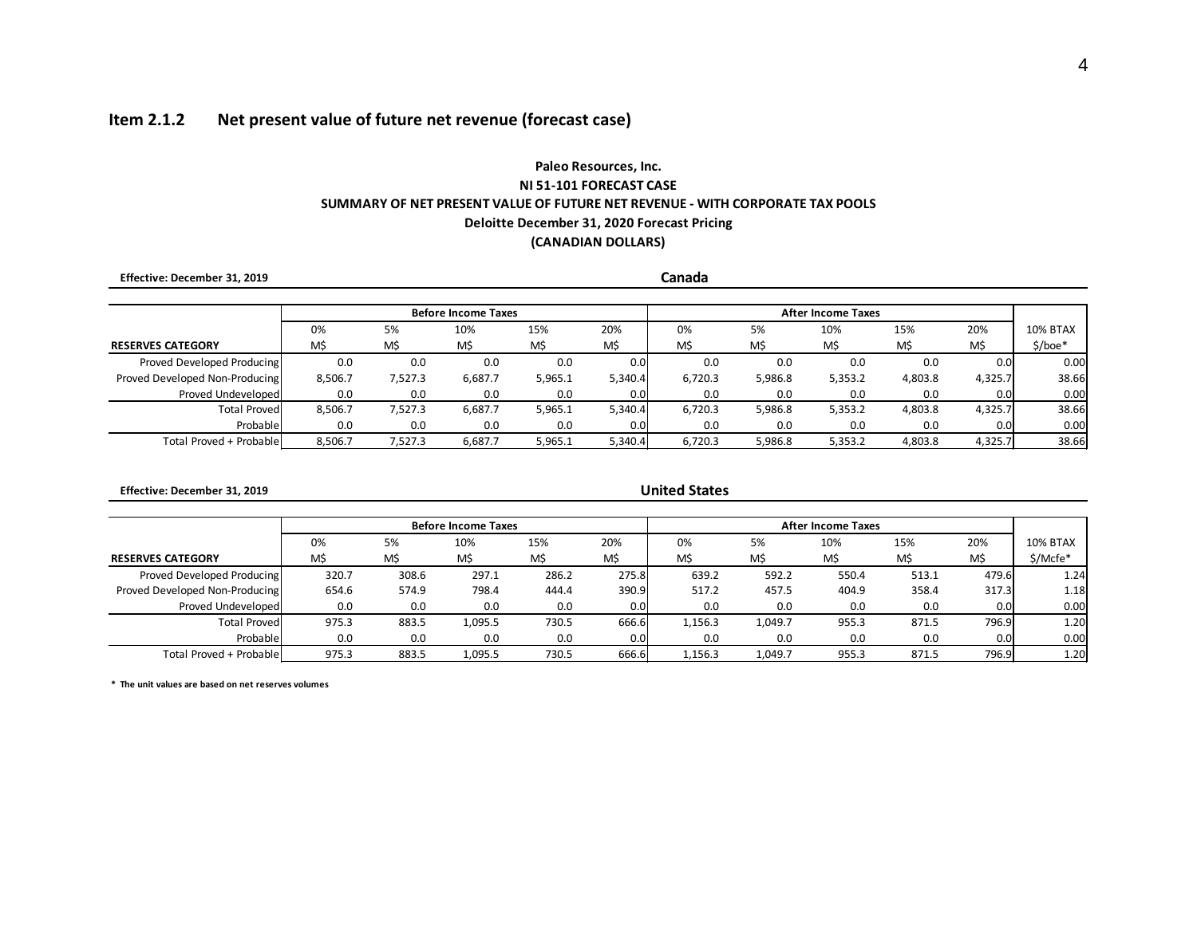## Item 2.1.2 Net present value of future net revenue (forecast case)

**Paleo Resources, Inc.**
**NI 51-101 FORECAST CASE**
**SUMMARY OF NET PRESENT VALUE OF FUTURE NET REVENUE - WITH CORPORATE TAX POOLS**
**Deloitte December 31, 2020 Forecast Pricing**
**(CANADIAN DOLLARS)**

**Effective: December 31, 2019**

**Canada**

| | Before Income Taxes | | | | | After Income Taxes | | | | | |
|---|---|---|---|---|---|---|---|---|---|---|---|
| | 0% | 5% | 10% | 15% | 20% | 0% | 5% | 10% | 15% | 20% | 10% BTAX |
| **RESERVES CATEGORY** | M$ | M$ | M$ | M$ | M$ | M$ | M$ | M$ | M$ | M$ | $/boe* |
| Proved Developed Producing | 0.0 | 0.0 | 0.0 | 0.0 | 0.0 | 0.0 | 0.0 | 0.0 | 0.0 | 0.0 | 0.00 |
| Proved Developed Non-Producing | 8,506.7 | 7,527.3 | 6,687.7 | 5,965.1 | 5,340.4 | 6,720.3 | 5,986.8 | 5,353.2 | 4,803.8 | 4,325.7 | 38.66 |
| Proved Undeveloped | 0.0 | 0.0 | 0.0 | 0.0 | 0.0 | 0.0 | 0.0 | 0.0 | 0.0 | 0.0 | 0.00 |
| Total Proved | 8,506.7 | 7,527.3 | 6,687.7 | 5,965.1 | 5,340.4 | 6,720.3 | 5,986.8 | 5,353.2 | 4,803.8 | 4,325.7 | 38.66 |
| Probable | 0.0 | 0.0 | 0.0 | 0.0 | 0.0 | 0.0 | 0.0 | 0.0 | 0.0 | 0.0 | 0.00 |
| Total Proved + Probable | 8,506.7 | 7,527.3 | 6,687.7 | 5,965.1 | 5,340.4 | 6,720.3 | 5,986.8 | 5,353.2 | 4,803.8 | 4,325.7 | 38.66 |

**Effective: December 31, 2019**

**United States**

| | Before Income Taxes | | | | | After Income Taxes | | | | | |
|---|---|---|---|---|---|---|---|---|---|---|---|
| | 0% | 5% | 10% | 15% | 20% | 0% | 5% | 10% | 15% | 20% | 10% BTAX |
| **RESERVES CATEGORY** | M$ | M$ | M$ | M$ | M$ | M$ | M$ | M$ | M$ | M$ | $/Mcfe* |
| Proved Developed Producing | 320.7 | 308.6 | 297.1 | 286.2 | 275.8 | 639.2 | 592.2 | 550.4 | 513.1 | 479.6 | 1.24 |
| Proved Developed Non-Producing | 654.6 | 574.9 | 798.4 | 444.4 | 390.9 | 517.2 | 457.5 | 404.9 | 358.4 | 317.3 | 1.18 |
| Proved Undeveloped | 0.0 | 0.0 | 0.0 | 0.0 | 0.0 | 0.0 | 0.0 | 0.0 | 0.0 | 0.0 | 0.00 |
| Total Proved | 975.3 | 883.5 | 1,095.5 | 730.5 | 666.6 | 1,156.3 | 1,049.7 | 955.3 | 871.5 | 796.9 | 1.20 |
| Probable | 0.0 | 0.0 | 0.0 | 0.0 | 0.0 | 0.0 | 0.0 | 0.0 | 0.0 | 0.0 | 0.00 |
| Total Proved + Probable | 975.3 | 883.5 | 1,095.5 | 730.5 | 666.6 | 1,156.3 | 1,049.7 | 955.3 | 871.5 | 796.9 | 1.20 |

**\* The unit values are based on net reserves volumes**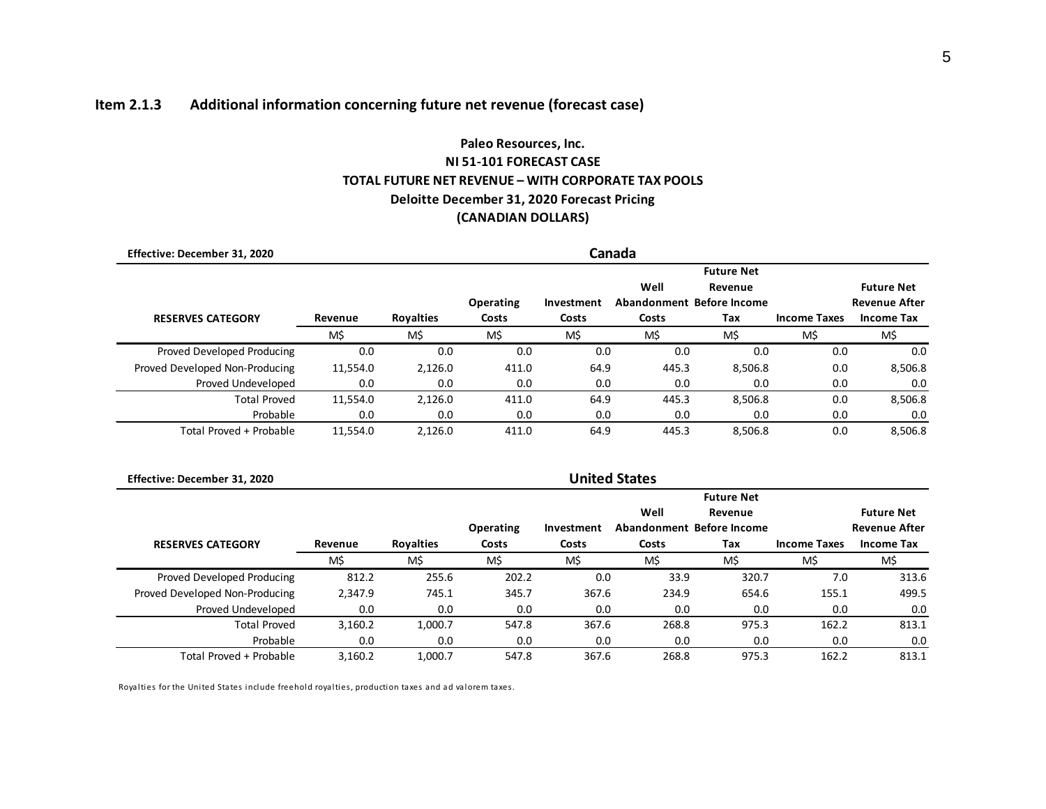### Item 2.1.3 Additional information concerning future net revenue (forecast case)

**Paleo Resources, Inc.**
**NI 51-101 FORECAST CASE**
**TOTAL FUTURE NET REVENUE – WITH CORPORATE TAX POOLS**
**Deloitte December 31, 2020 Forecast Pricing**
**(CANADIAN DOLLARS)**

**Effective: December 31, 2020** — **Canada**

| RESERVES CATEGORY | Revenue | Royalties | Operating Costs | Investment Costs | Well Abandonment Costs | Future Net Revenue Before Income Tax | Income Taxes | Future Net Revenue After Income Tax |
|---|---|---|---|---|---|---|---|---|
| | M$ | M$ | M$ | M$ | M$ | M$ | M$ | M$ |
| Proved Developed Producing | 0.0 | 0.0 | 0.0 | 0.0 | 0.0 | 0.0 | 0.0 | 0.0 |
| Proved Developed Non-Producing | 11,554.0 | 2,126.0 | 411.0 | 64.9 | 445.3 | 8,506.8 | 0.0 | 8,506.8 |
| Proved Undeveloped | 0.0 | 0.0 | 0.0 | 0.0 | 0.0 | 0.0 | 0.0 | 0.0 |
| Total Proved | 11,554.0 | 2,126.0 | 411.0 | 64.9 | 445.3 | 8,506.8 | 0.0 | 8,506.8 |
| Probable | 0.0 | 0.0 | 0.0 | 0.0 | 0.0 | 0.0 | 0.0 | 0.0 |
| Total Proved + Probable | 11,554.0 | 2,126.0 | 411.0 | 64.9 | 445.3 | 8,506.8 | 0.0 | 8,506.8 |

**Effective: December 31, 2020** — **United States**

| RESERVES CATEGORY | Revenue | Royalties | Operating Costs | Investment Costs | Well Abandonment Costs | Future Net Revenue Before Income Tax | Income Taxes | Future Net Revenue After Income Tax |
|---|---|---|---|---|---|---|---|---|
| | M$ | M$ | M$ | M$ | M$ | M$ | M$ | M$ |
| Proved Developed Producing | 812.2 | 255.6 | 202.2 | 0.0 | 33.9 | 320.7 | 7.0 | 313.6 |
| Proved Developed Non-Producing | 2,347.9 | 745.1 | 345.7 | 367.6 | 234.9 | 654.6 | 155.1 | 499.5 |
| Proved Undeveloped | 0.0 | 0.0 | 0.0 | 0.0 | 0.0 | 0.0 | 0.0 | 0.0 |
| Total Proved | 3,160.2 | 1,000.7 | 547.8 | 367.6 | 268.8 | 975.3 | 162.2 | 813.1 |
| Probable | 0.0 | 0.0 | 0.0 | 0.0 | 0.0 | 0.0 | 0.0 | 0.0 |
| Total Proved + Probable | 3,160.2 | 1,000.7 | 547.8 | 367.6 | 268.8 | 975.3 | 162.2 | 813.1 |

Royalties for the United States include freehold royalties, production taxes and ad valorem taxes.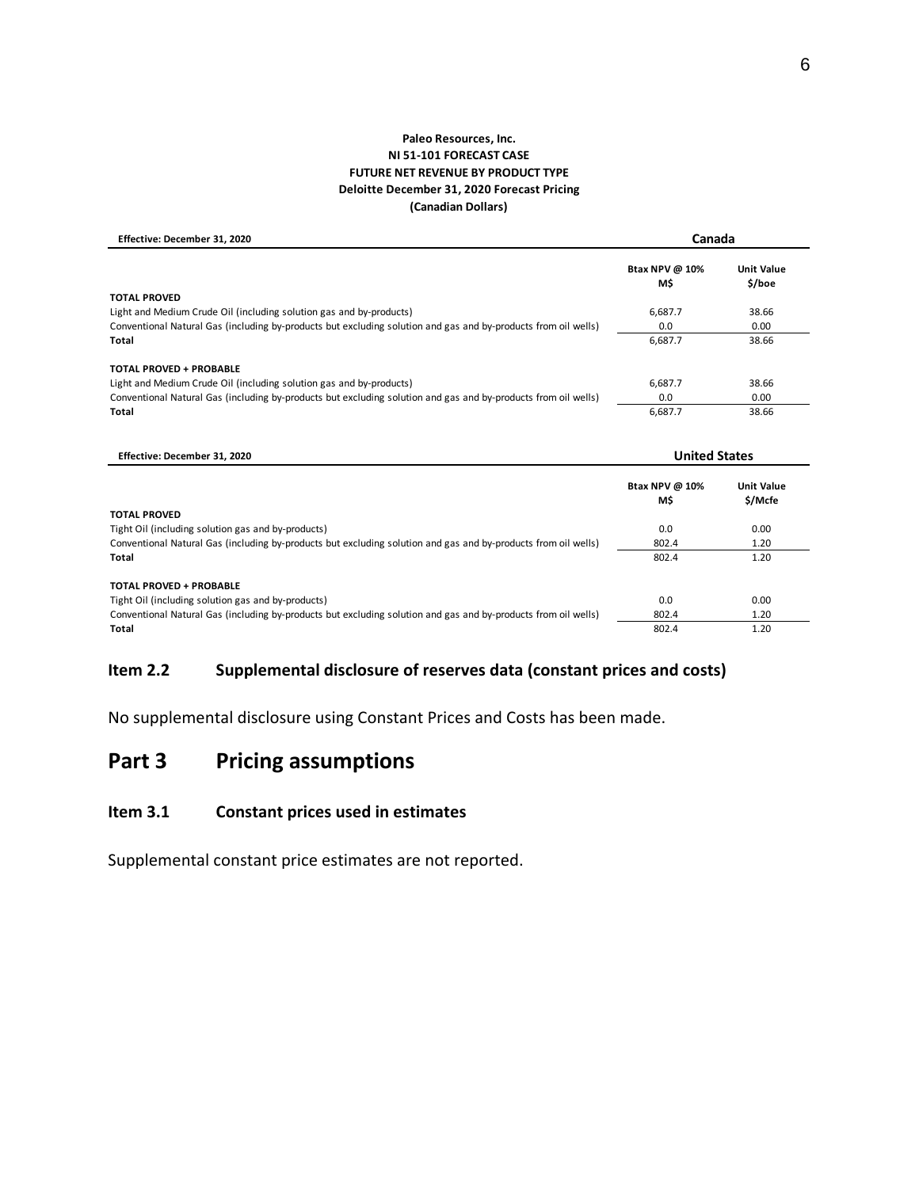**Paleo Resources, Inc.**
**NI 51-101 FORECAST CASE**
**FUTURE NET REVENUE BY PRODUCT TYPE**
**Deloitte December 31, 2020 Forecast Pricing**
**(Canadian Dollars)**

| Effective: December 31, 2020 | Canada | |
|---|---|---|
| | Btax NPV @ 10% M$ | Unit Value $/boe |
| **TOTAL PROVED** | | |
| Light and Medium Crude Oil (including solution gas and by-products) | 6,687.7 | 38.66 |
| Conventional Natural Gas (including by-products but excluding solution and gas and by-products from oil wells) | 0.0 | 0.00 |
| **Total** | 6,687.7 | 38.66 |
| **TOTAL PROVED + PROBABLE** | | |
| Light and Medium Crude Oil (including solution gas and by-products) | 6,687.7 | 38.66 |
| Conventional Natural Gas (including by-products but excluding solution and gas and by-products from oil wells) | 0.0 | 0.00 |
| **Total** | 6,687.7 | 38.66 |

| Effective: December 31, 2020 | United States | |
|---|---|---|
| | Btax NPV @ 10% M$ | Unit Value $/Mcfe |
| **TOTAL PROVED** | | |
| Tight Oil (including solution gas and by-products) | 0.0 | 0.00 |
| Conventional Natural Gas (including by-products but excluding solution and gas and by-products from oil wells) | 802.4 | 1.20 |
| **Total** | 802.4 | 1.20 |
| **TOTAL PROVED + PROBABLE** | | |
| Tight Oil (including solution gas and by-products) | 0.0 | 0.00 |
| Conventional Natural Gas (including by-products but excluding solution and gas and by-products from oil wells) | 802.4 | 1.20 |
| **Total** | 802.4 | 1.20 |

### Item 2.2 Supplemental disclosure of reserves data (constant prices and costs)

No supplemental disclosure using Constant Prices and Costs has been made.

## Part 3 Pricing assumptions

### Item 3.1 Constant prices used in estimates

Supplemental constant price estimates are not reported.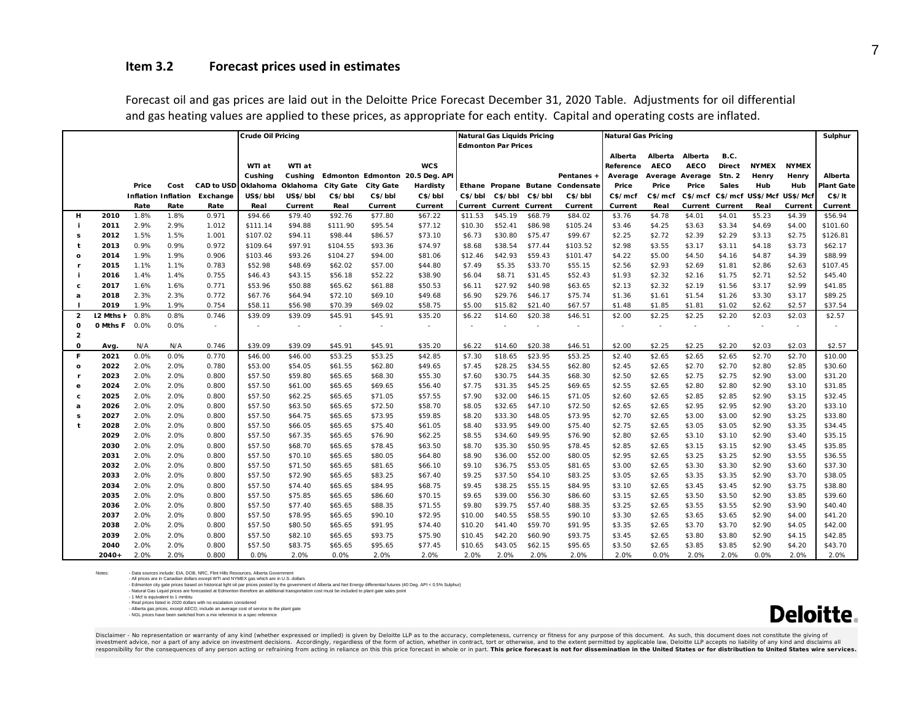### Item 3.2 Forecast prices used in estimates

Forecast oil and gas prices are laid out in the Deloitte Price Forecast December 31, 2020 Table. Adjustments for oil differential and gas heating values are applied to these prices, as appropriate for each entity. Capital and operating costs are inflated.

| | | | | | Crude Oil Pricing | | | | | Natural Gas Liquids Pricing Edmonton Par Prices | | | | Natural Gas Pricing | | | | | | Sulphur |
|---|---|---|---|---|---|---|---|---|---|---|---|---|---|---|---|---|---|---|---|---|
| | | Price Inflation Rate | Cost Inflation Rate | CAD to USD Exchange Rate | WTI at Cushing Oklahoma US$/bbl Real | WTI at Cushing Oklahoma US$/bbl Current | Edmonton City Gate C$/bbl Real | Edmonton City Gate C$/bbl Current | WCS 20.5 Deg. API Hardisty C$/bbl Current | Ethane C$/bbl Current | Propane C$/bbl Current | Butane C$/bbl Current | Pentanes + Condensate C$/bbl Current | Alberta Reference Average Price C$/mcf Current | Alberta AECO Average Price C$/mcf Real | Alberta AECO Average Price C$/mcf Current | B.C. Direct Stn. 2 Sales C$/mcf Current | NYMEX Henry Hub US$/Mcf Real | NYMEX Henry Hub US$/Mcf Current | Alberta Plant Gate C$/lt Current |
| Historical | 2010 | 1.8% | 1.8% | 0.971 | $94.66 | $79.40 | $92.76 | $77.80 | $67.22 | $11.53 | $45.19 | $68.79 | $84.02 | $3.76 | $4.78 | $4.01 | $4.01 | $5.23 | $4.39 | $56.94 |
| | 2011 | 2.9% | 2.9% | 1.012 | $111.14 | $94.88 | $111.90 | $95.54 | $77.12 | $10.30 | $52.41 | $86.98 | $105.24 | $3.46 | $4.25 | $3.63 | $3.34 | $4.69 | $4.00 | $101.60 |
| | 2012 | 1.5% | 1.5% | 1.001 | $107.02 | $94.11 | $98.44 | $86.57 | $73.10 | $6.73 | $30.80 | $75.47 | $99.67 | $2.25 | $2.72 | $2.39 | $2.29 | $3.13 | $2.75 | $126.81 |
| | 2013 | 0.9% | 0.9% | 0.972 | $109.64 | $97.91 | $104.55 | $93.36 | $74.97 | $8.68 | $38.54 | $77.44 | $103.52 | $2.98 | $3.55 | $3.17 | $3.11 | $4.18 | $3.73 | $62.17 |
| | 2014 | 1.9% | 1.9% | 0.906 | $103.46 | $93.26 | $104.27 | $94.00 | $81.06 | $12.46 | $42.93 | $59.43 | $101.47 | $4.22 | $5.00 | $4.50 | $4.16 | $4.87 | $4.39 | $88.99 |
| | 2015 | 1.1% | 1.1% | 0.783 | $52.98 | $48.69 | $62.02 | $57.00 | $44.80 | $7.49 | $5.35 | $33.70 | $55.15 | $2.56 | $2.93 | $2.69 | $1.81 | $2.86 | $2.63 | $107.45 |
| | 2016 | 1.4% | 1.4% | 0.755 | $46.43 | $43.15 | $56.18 | $52.22 | $38.90 | $6.04 | $8.71 | $31.45 | $52.43 | $1.93 | $2.32 | $2.16 | $1.75 | $2.71 | $2.52 | $45.40 |
| | 2017 | 1.6% | 1.6% | 0.771 | $53.96 | $50.88 | $65.62 | $61.88 | $50.53 | $6.11 | $27.92 | $40.98 | $63.65 | $2.13 | $2.32 | $2.19 | $1.56 | $3.17 | $2.99 | $41.85 |
| | 2018 | 2.3% | 2.3% | 0.772 | $67.76 | $64.94 | $72.10 | $69.10 | $49.68 | $6.90 | $29.76 | $46.17 | $75.74 | $1.36 | $1.61 | $1.54 | $1.26 | $3.30 | $3.17 | $89.25 |
| | 2019 | 1.9% | 1.9% | 0.754 | $58.11 | $56.98 | $70.39 | $69.02 | $58.75 | $5.00 | $15.82 | $21.40 | $67.57 | $1.48 | $1.85 | $1.81 | $1.02 | $2.62 | $2.57 | $37.54 |
| 2020 | 12 Mths H | 0.8% | 0.8% | 0.746 | $39.09 | $39.09 | $45.91 | $45.91 | $35.20 | $6.22 | $14.60 | $20.38 | $46.51 | $2.00 | $2.25 | $2.25 | $2.20 | $2.03 | $2.03 | $2.57 |
| | 0 Mths F | 0.0% | 0.0% | - | - | - | - | - | - | - | - | - | - | - | - | - | - | - | - | - |
| | Avg. | N/A | N/A | 0.746 | $39.09 | $39.09 | $45.91 | $45.91 | $35.20 | $6.22 | $14.60 | $20.38 | $46.51 | $2.00 | $2.25 | $2.25 | $2.20 | $2.03 | $2.03 | $2.57 |
| Forecast | 2021 | 0.0% | 0.0% | 0.770 | $46.00 | $46.00 | $53.25 | $53.25 | $42.85 | $7.30 | $18.65 | $23.95 | $53.25 | $2.40 | $2.65 | $2.65 | $2.65 | $2.70 | $2.70 | $10.00 |
| | 2022 | 2.0% | 2.0% | 0.780 | $53.00 | $54.05 | $61.55 | $62.80 | $49.65 | $7.45 | $28.25 | $34.55 | $62.80 | $2.45 | $2.65 | $2.70 | $2.70 | $2.80 | $2.85 | $30.60 |
| | 2023 | 2.0% | 2.0% | 0.800 | $57.50 | $59.80 | $65.65 | $68.30 | $55.30 | $7.60 | $30.75 | $44.35 | $68.30 | $2.50 | $2.65 | $2.75 | $2.75 | $2.90 | $3.00 | $31.20 |
| | 2024 | 2.0% | 2.0% | 0.800 | $57.50 | $61.00 | $65.65 | $69.65 | $56.40 | $7.75 | $31.35 | $45.25 | $69.65 | $2.55 | $2.65 | $2.80 | $2.80 | $2.90 | $3.10 | $31.85 |
| | 2025 | 2.0% | 2.0% | 0.800 | $57.50 | $62.25 | $65.65 | $71.05 | $57.55 | $7.90 | $32.00 | $46.15 | $71.05 | $2.60 | $2.65 | $2.85 | $2.85 | $2.90 | $3.15 | $32.45 |
| | 2026 | 2.0% | 2.0% | 0.800 | $57.50 | $63.50 | $65.65 | $72.50 | $58.70 | $8.05 | $32.65 | $47.10 | $72.50 | $2.65 | $2.65 | $2.95 | $2.95 | $2.90 | $3.20 | $33.10 |
| | 2027 | 2.0% | 2.0% | 0.800 | $57.50 | $64.75 | $65.65 | $73.95 | $59.85 | $8.20 | $33.30 | $48.05 | $73.95 | $2.70 | $2.65 | $3.00 | $3.00 | $2.90 | $3.25 | $33.80 |
| | 2028 | 2.0% | 2.0% | 0.800 | $57.50 | $66.05 | $65.65 | $75.40 | $61.05 | $8.40 | $33.95 | $49.00 | $75.40 | $2.75 | $2.65 | $3.05 | $3.05 | $2.90 | $3.35 | $34.45 |
| | 2029 | 2.0% | 2.0% | 0.800 | $57.50 | $67.35 | $65.65 | $76.90 | $62.25 | $8.55 | $34.60 | $49.95 | $76.90 | $2.80 | $2.65 | $3.10 | $3.10 | $2.90 | $3.40 | $35.15 |
| | 2030 | 2.0% | 2.0% | 0.800 | $57.50 | $68.70 | $65.65 | $78.45 | $63.50 | $8.70 | $35.30 | $50.95 | $78.45 | $2.85 | $2.65 | $3.15 | $3.15 | $2.90 | $3.45 | $35.85 |
| | 2031 | 2.0% | 2.0% | 0.800 | $57.50 | $70.10 | $65.65 | $80.05 | $64.80 | $8.90 | $36.00 | $52.00 | $80.05 | $2.95 | $2.65 | $3.25 | $3.25 | $2.90 | $3.55 | $36.55 |
| | 2032 | 2.0% | 2.0% | 0.800 | $57.50 | $71.50 | $65.65 | $81.65 | $66.10 | $9.10 | $36.75 | $53.05 | $81.65 | $3.00 | $2.65 | $3.30 | $3.30 | $2.90 | $3.60 | $37.30 |
| | 2033 | 2.0% | 2.0% | 0.800 | $57.50 | $72.90 | $65.65 | $83.25 | $67.40 | $9.25 | $37.50 | $54.10 | $83.25 | $3.05 | $2.65 | $3.35 | $3.35 | $2.90 | $3.70 | $38.05 |
| | 2034 | 2.0% | 2.0% | 0.800 | $57.50 | $74.40 | $65.65 | $84.95 | $68.75 | $9.45 | $38.25 | $55.15 | $84.95 | $3.10 | $2.65 | $3.45 | $3.45 | $2.90 | $3.75 | $38.80 |
| | 2035 | 2.0% | 2.0% | 0.800 | $57.50 | $75.85 | $65.65 | $86.60 | $70.15 | $9.65 | $39.00 | $56.30 | $86.60 | $3.15 | $2.65 | $3.50 | $3.50 | $2.90 | $3.85 | $39.60 |
| | 2036 | 2.0% | 2.0% | 0.800 | $57.50 | $77.40 | $65.65 | $88.35 | $71.55 | $9.80 | $39.75 | $57.40 | $88.35 | $3.25 | $2.65 | $3.55 | $3.55 | $2.90 | $3.90 | $40.40 |
| | 2037 | 2.0% | 2.0% | 0.800 | $57.50 | $78.95 | $65.65 | $90.10 | $72.95 | $10.00 | $40.55 | $58.55 | $90.10 | $3.30 | $2.65 | $3.65 | $3.65 | $2.90 | $4.00 | $41.20 |
| | 2038 | 2.0% | 2.0% | 0.800 | $57.50 | $80.50 | $65.65 | $91.95 | $74.40 | $10.20 | $41.40 | $59.70 | $91.95 | $3.35 | $2.65 | $3.70 | $3.70 | $2.90 | $4.05 | $42.00 |
| | 2039 | 2.0% | 2.0% | 0.800 | $57.50 | $82.10 | $65.65 | $93.75 | $75.90 | $10.45 | $42.20 | $60.90 | $93.75 | $3.45 | $2.65 | $3.80 | $3.80 | $2.90 | $4.15 | $42.85 |
| | 2040 | 2.0% | 2.0% | 0.800 | $57.50 | $83.75 | $65.65 | $95.65 | $77.45 | $10.65 | $43.05 | $62.15 | $95.65 | $3.50 | $2.65 | $3.85 | $3.85 | $2.90 | $4.20 | $43.70 |
| | 2040+ | 2.0% | 2.0% | 0.800 | 0.0% | 2.0% | 0.0% | 2.0% | 2.0% | 2.0% | 2.0% | 2.0% | 2.0% | 2.0% | 0.0% | 2.0% | 2.0% | 0.0% | 2.0% | 2.0% |

Notes:
- Data sources include: EIA, DOB, NRC, Flint Hills Resources, Alberta Government
- All prices are in Canadian dollars except WTI and NYMEX gas which are in U.S. dollars
- Edmonton city gate prices based on historical light oil par prices posted by the government of Alberta and Net Energy differential futures (40 Deg. API < 0.5% Sulphur)
- Natural Gas Liquid prices are forecasted at Edmonton therefore an additional transportation cost must be included to plant gate sales point
- 1 Mcf is equivalent to 1 mmbtu
- Real prices listed in 2020 dollars with no escalation considered
- Alberta gas prices, except AECO, include an average cost of service to the plant gate
- NGL prices have been switched from a mix reference to a spec reference

Deloitte.

Disclaimer - No representation or warranty of any kind (whether expressed or implied) is given by Deloitte LLP as to the accuracy, completeness, currency or fitness for any purpose of this document. As such, this document does not constitute the giving of investment advice, nor a part of any advice on investment decisions. Accordingly, regardless of the form of action, whether in contract, tort or otherwise, and to the extent permitted by applicable law, Deloitte LLP accepts no liability of any kind and disclaims all responsibility for the consequences of any person acting or refraining from acting in reliance on this this price forecast in whole or in part. **This price forecast is not for dissemination in the United States or for distribution to United States wire services.**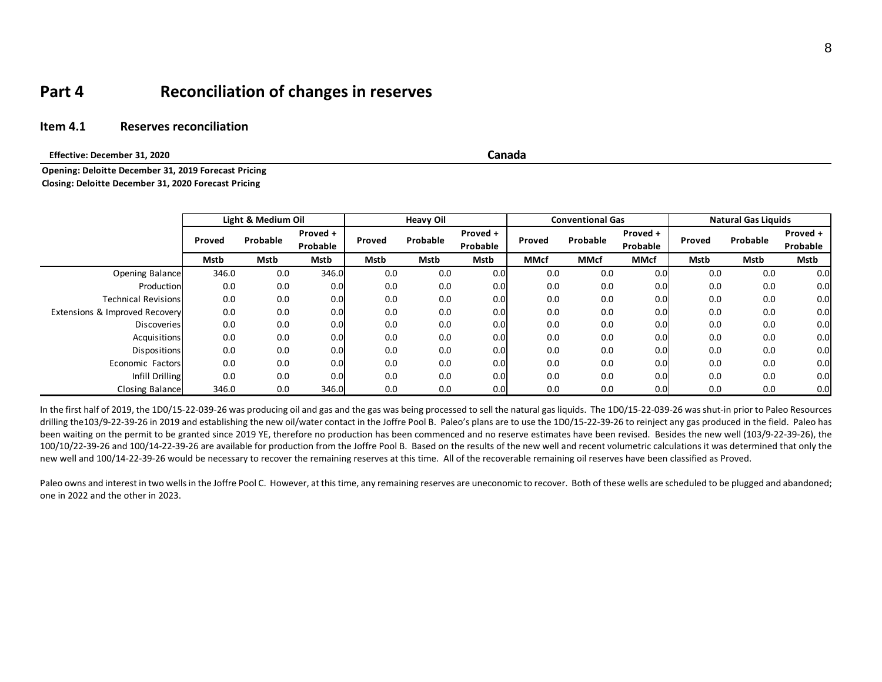# Part 4 Reconciliation of changes in reserves

## Item 4.1 Reserves reconciliation

**Effective: December 31, 2020** **Canada**

**Opening: Deloitte December 31, 2019 Forecast Pricing**
**Closing: Deloitte December 31, 2020 Forecast Pricing**

| | Light & Medium Oil | | | Heavy Oil | | | Conventional Gas | | | Natural Gas Liquids | | |
|---|---|---|---|---|---|---|---|---|---|---|---|---|
| | Proved | Probable | Proved + Probable | Proved | Probable | Proved + Probable | Proved | Probable | Proved + Probable | Proved | Probable | Proved + Probable |
| | Mstb | Mstb | Mstb | Mstb | Mstb | Mstb | MMcf | MMcf | MMcf | Mstb | Mstb | Mstb |
| Opening Balance | 346.0 | 0.0 | 346.0 | 0.0 | 0.0 | 0.0 | 0.0 | 0.0 | 0.0 | 0.0 | 0.0 | 0.0 |
| Production | 0.0 | 0.0 | 0.0 | 0.0 | 0.0 | 0.0 | 0.0 | 0.0 | 0.0 | 0.0 | 0.0 | 0.0 |
| Technical Revisions | 0.0 | 0.0 | 0.0 | 0.0 | 0.0 | 0.0 | 0.0 | 0.0 | 0.0 | 0.0 | 0.0 | 0.0 |
| Extensions & Improved Recovery | 0.0 | 0.0 | 0.0 | 0.0 | 0.0 | 0.0 | 0.0 | 0.0 | 0.0 | 0.0 | 0.0 | 0.0 |
| Discoveries | 0.0 | 0.0 | 0.0 | 0.0 | 0.0 | 0.0 | 0.0 | 0.0 | 0.0 | 0.0 | 0.0 | 0.0 |
| Acquisitions | 0.0 | 0.0 | 0.0 | 0.0 | 0.0 | 0.0 | 0.0 | 0.0 | 0.0 | 0.0 | 0.0 | 0.0 |
| Dispositions | 0.0 | 0.0 | 0.0 | 0.0 | 0.0 | 0.0 | 0.0 | 0.0 | 0.0 | 0.0 | 0.0 | 0.0 |
| Economic Factors | 0.0 | 0.0 | 0.0 | 0.0 | 0.0 | 0.0 | 0.0 | 0.0 | 0.0 | 0.0 | 0.0 | 0.0 |
| Infill Drilling | 0.0 | 0.0 | 0.0 | 0.0 | 0.0 | 0.0 | 0.0 | 0.0 | 0.0 | 0.0 | 0.0 | 0.0 |
| Closing Balance | 346.0 | 0.0 | 346.0 | 0.0 | 0.0 | 0.0 | 0.0 | 0.0 | 0.0 | 0.0 | 0.0 | 0.0 |

In the first half of 2019, the 1D0/15-22-039-26 was producing oil and gas and the gas was being processed to sell the natural gas liquids. The 1D0/15-22-039-26 was shut-in prior to Paleo Resources drilling the103/9-22-39-26 in 2019 and establishing the new oil/water contact in the Joffre Pool B. Paleo's plans are to use the 1D0/15-22-39-26 to reinject any gas produced in the field. Paleo has been waiting on the permit to be granted since 2019 YE, therefore no production has been commenced and no reserve estimates have been revised. Besides the new well (103/9-22-39-26), the 100/10/22-39-26 and 100/14-22-39-26 are available for production from the Joffre Pool B. Based on the results of the new well and recent volumetric calculations it was determined that only the new well and 100/14-22-39-26 would be necessary to recover the remaining reserves at this time. All of the recoverable remaining oil reserves have been classified as Proved.

Paleo owns and interest in two wells in the Joffre Pool C. However, at this time, any remaining reserves are uneconomic to recover. Both of these wells are scheduled to be plugged and abandoned; one in 2022 and the other in 2023.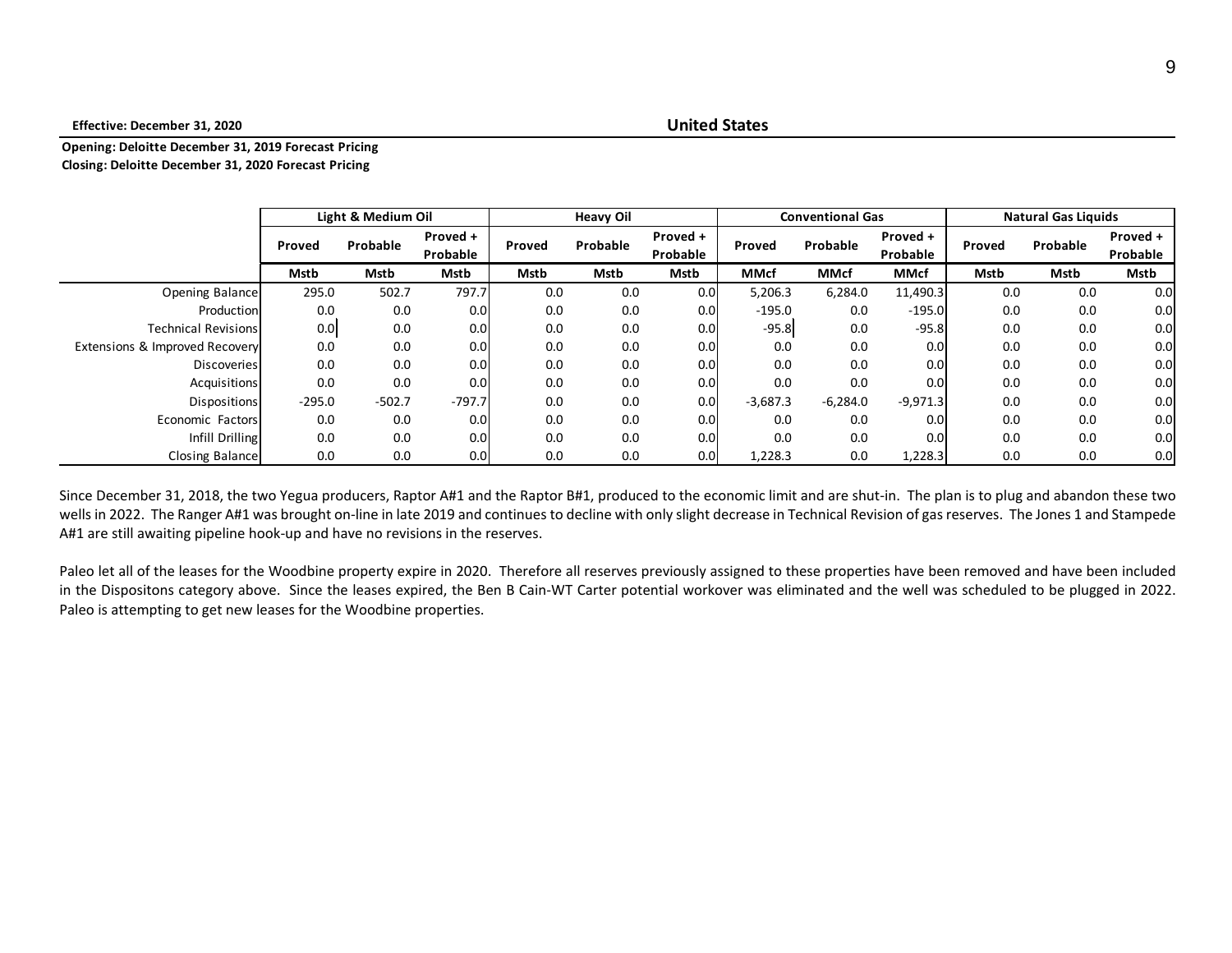**Effective: December 31, 2020**

## United States

**Opening: Deloitte December 31, 2019 Forecast Pricing**
**Closing: Deloitte December 31, 2020 Forecast Pricing**

| | Light & Medium Oil | | | Heavy Oil | | | Conventional Gas | | | Natural Gas Liquids | | |
|---|---|---|---|---|---|---|---|---|---|---|---|---|
| | Proved | Probable | Proved + Probable | Proved | Probable | Proved + Probable | Proved | Probable | Proved + Probable | Proved | Probable | Proved + Probable |
| | Mstb | Mstb | Mstb | Mstb | Mstb | Mstb | MMcf | MMcf | MMcf | Mstb | Mstb | Mstb |
| Opening Balance | 295.0 | 502.7 | 797.7 | 0.0 | 0.0 | 0.0 | 5,206.3 | 6,284.0 | 11,490.3 | 0.0 | 0.0 | 0.0 |
| Production | 0.0 | 0.0 | 0.0 | 0.0 | 0.0 | 0.0 | -195.0 | 0.0 | -195.0 | 0.0 | 0.0 | 0.0 |
| Technical Revisions | 0.0 | 0.0 | 0.0 | 0.0 | 0.0 | 0.0 | -95.8 | 0.0 | -95.8 | 0.0 | 0.0 | 0.0 |
| Extensions & Improved Recovery | 0.0 | 0.0 | 0.0 | 0.0 | 0.0 | 0.0 | 0.0 | 0.0 | 0.0 | 0.0 | 0.0 | 0.0 |
| Discoveries | 0.0 | 0.0 | 0.0 | 0.0 | 0.0 | 0.0 | 0.0 | 0.0 | 0.0 | 0.0 | 0.0 | 0.0 |
| Acquisitions | 0.0 | 0.0 | 0.0 | 0.0 | 0.0 | 0.0 | 0.0 | 0.0 | 0.0 | 0.0 | 0.0 | 0.0 |
| Dispositions | -295.0 | -502.7 | -797.7 | 0.0 | 0.0 | 0.0 | -3,687.3 | -6,284.0 | -9,971.3 | 0.0 | 0.0 | 0.0 |
| Economic Factors | 0.0 | 0.0 | 0.0 | 0.0 | 0.0 | 0.0 | 0.0 | 0.0 | 0.0 | 0.0 | 0.0 | 0.0 |
| Infill Drilling | 0.0 | 0.0 | 0.0 | 0.0 | 0.0 | 0.0 | 0.0 | 0.0 | 0.0 | 0.0 | 0.0 | 0.0 |
| Closing Balance | 0.0 | 0.0 | 0.0 | 0.0 | 0.0 | 0.0 | 1,228.3 | 0.0 | 1,228.3 | 0.0 | 0.0 | 0.0 |

Since December 31, 2018, the two Yegua producers, Raptor A#1 and the Raptor B#1, produced to the economic limit and are shut-in. The plan is to plug and abandon these two wells in 2022. The Ranger A#1 was brought on-line in late 2019 and continues to decline with only slight decrease in Technical Revision of gas reserves. The Jones 1 and Stampede A#1 are still awaiting pipeline hook-up and have no revisions in the reserves.

Paleo let all of the leases for the Woodbine property expire in 2020. Therefore all reserves previously assigned to these properties have been removed and have been included in the Dispositons category above. Since the leases expired, the Ben B Cain-WT Carter potential workover was eliminated and the well was scheduled to be plugged in 2022. Paleo is attempting to get new leases for the Woodbine properties.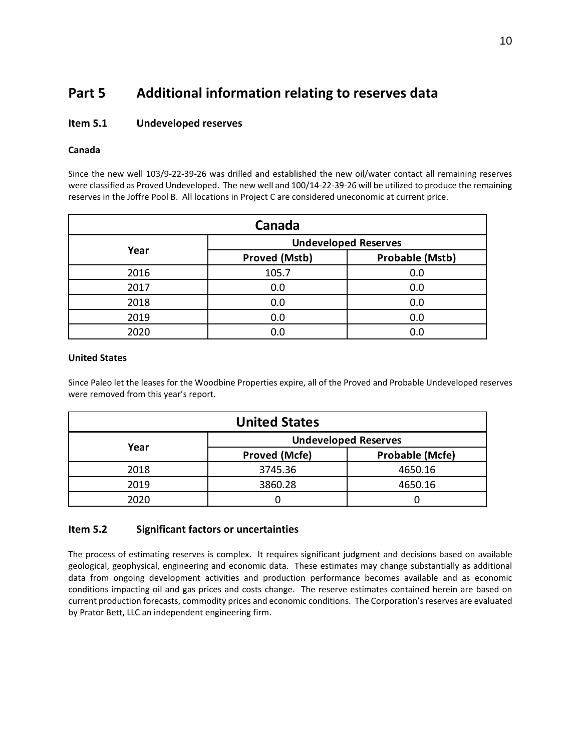# Part 5 Additional information relating to reserves data

## Item 5.1 Undeveloped reserves

**Canada**

Since the new well 103/9-22-39-26 was drilled and established the new oil/water contact all remaining reserves were classified as Proved Undeveloped. The new well and 100/14-22-39-26 will be utilized to produce the remaining reserves in the Joffre Pool B. All locations in Project C are considered uneconomic at current price.

| Canada | | |
|---|---|---|
| Year | Undeveloped Reserves | |
| | Proved (Mstb) | Probable (Mstb) |
| 2016 | 105.7 | 0.0 |
| 2017 | 0.0 | 0.0 |
| 2018 | 0.0 | 0.0 |
| 2019 | 0.0 | 0.0 |
| 2020 | 0.0 | 0.0 |

**United States**

Since Paleo let the leases for the Woodbine Properties expire, all of the Proved and Probable Undeveloped reserves were removed from this year's report.

| United States | | |
|---|---|---|
| Year | Undeveloped Reserves | |
| | Proved (Mcfe) | Probable (Mcfe) |
| 2018 | 3745.36 | 4650.16 |
| 2019 | 3860.28 | 4650.16 |
| 2020 | 0 | 0 |

## Item 5.2 Significant factors or uncertainties

The process of estimating reserves is complex. It requires significant judgment and decisions based on available geological, geophysical, engineering and economic data. These estimates may change substantially as additional data from ongoing development activities and production performance becomes available and as economic conditions impacting oil and gas prices and costs change. The reserve estimates contained herein are based on current production forecasts, commodity prices and economic conditions. The Corporation's reserves are evaluated by Prator Bett, LLC an independent engineering firm.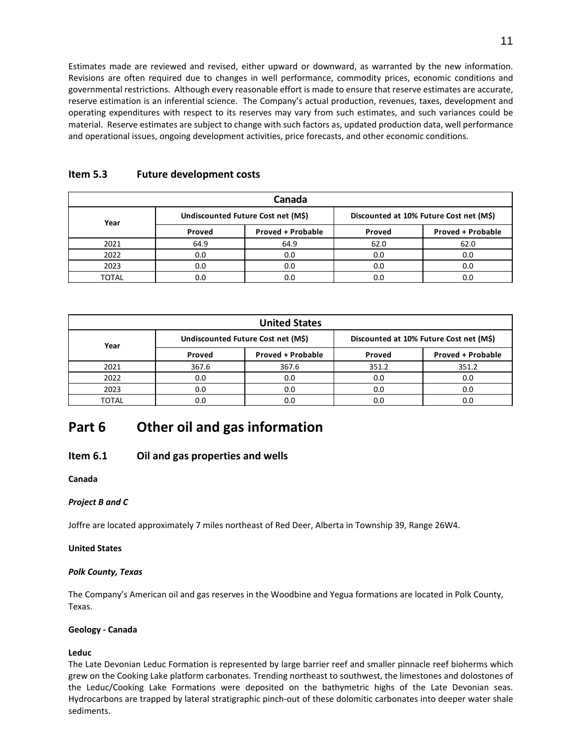Estimates made are reviewed and revised, either upward or downward, as warranted by the new information. Revisions are often required due to changes in well performance, commodity prices, economic conditions and governmental restrictions. Although every reasonable effort is made to ensure that reserve estimates are accurate, reserve estimation is an inferential science. The Company's actual production, revenues, taxes, development and operating expenditures with respect to its reserves may vary from such estimates, and such variances could be material. Reserve estimates are subject to change with such factors as, updated production data, well performance and operational issues, ongoing development activities, price forecasts, and other economic conditions.

### Item 5.3 Future development costs

| Canada | | | | |
|---|---|---|---|---|
| Year | Undiscounted Future Cost net (M$) | | Discounted at 10% Future Cost net (M$) | |
| | Proved | Proved + Probable | Proved | Proved + Probable |
| 2021 | 64.9 | 64.9 | 62.0 | 62.0 |
| 2022 | 0.0 | 0.0 | 0.0 | 0.0 |
| 2023 | 0.0 | 0.0 | 0.0 | 0.0 |
| TOTAL | 0.0 | 0.0 | 0.0 | 0.0 |

| United States | | | | |
|---|---|---|---|---|
| Year | Undiscounted Future Cost net (M$) | | Discounted at 10% Future Cost net (M$) | |
| | Proved | Proved + Probable | Proved | Proved + Probable |
| 2021 | 367.6 | 367.6 | 351.2 | 351.2 |
| 2022 | 0.0 | 0.0 | 0.0 | 0.0 |
| 2023 | 0.0 | 0.0 | 0.0 | 0.0 |
| TOTAL | 0.0 | 0.0 | 0.0 | 0.0 |

## Part 6 Other oil and gas information

### Item 6.1 Oil and gas properties and wells

**Canada**

***Project B and C***

Joffre are located approximately 7 miles northeast of Red Deer, Alberta in Township 39, Range 26W4.

**United States**

***Polk County, Texas***

The Company's American oil and gas reserves in the Woodbine and Yegua formations are located in Polk County, Texas.

**Geology - Canada**

**Leduc**

The Late Devonian Leduc Formation is represented by large barrier reef and smaller pinnacle reef bioherms which grew on the Cooking Lake platform carbonates. Trending northeast to southwest, the limestones and dolostones of the Leduc/Cooking Lake Formations were deposited on the bathymetric highs of the Late Devonian seas. Hydrocarbons are trapped by lateral stratigraphic pinch-out of these dolomitic carbonates into deeper water shale sediments.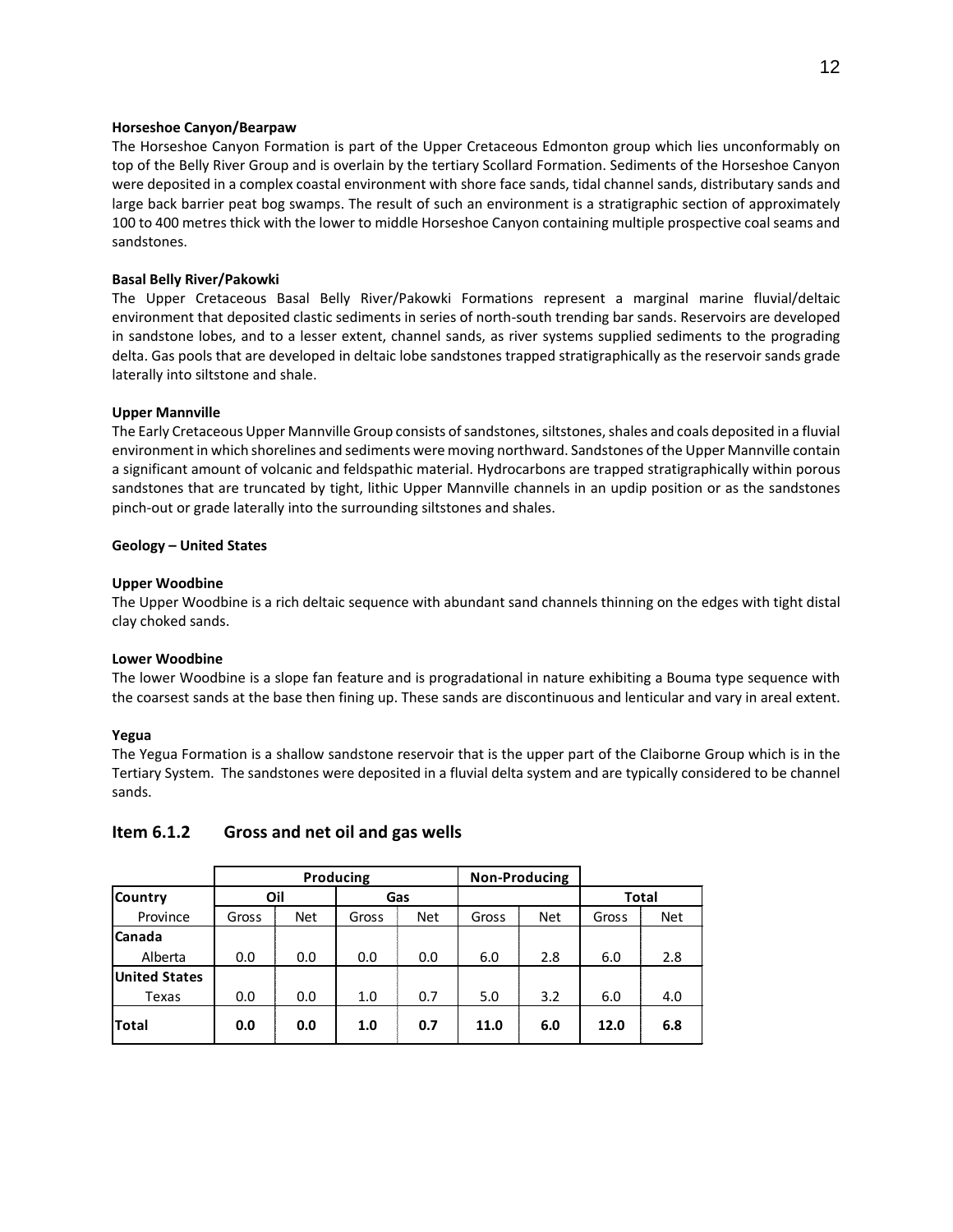**Horseshoe Canyon/Bearpaw**

The Horseshoe Canyon Formation is part of the Upper Cretaceous Edmonton group which lies unconformably on top of the Belly River Group and is overlain by the tertiary Scollard Formation. Sediments of the Horseshoe Canyon were deposited in a complex coastal environment with shore face sands, tidal channel sands, distributary sands and large back barrier peat bog swamps. The result of such an environment is a stratigraphic section of approximately 100 to 400 metres thick with the lower to middle Horseshoe Canyon containing multiple prospective coal seams and sandstones.

**Basal Belly River/Pakowki**

The Upper Cretaceous Basal Belly River/Pakowki Formations represent a marginal marine fluvial/deltaic environment that deposited clastic sediments in series of north-south trending bar sands. Reservoirs are developed in sandstone lobes, and to a lesser extent, channel sands, as river systems supplied sediments to the prograding delta. Gas pools that are developed in deltaic lobe sandstones trapped stratigraphically as the reservoir sands grade laterally into siltstone and shale.

**Upper Mannville**

The Early Cretaceous Upper Mannville Group consists of sandstones, siltstones, shales and coals deposited in a fluvial environment in which shorelines and sediments were moving northward. Sandstones of the Upper Mannville contain a significant amount of volcanic and feldspathic material. Hydrocarbons are trapped stratigraphically within porous sandstones that are truncated by tight, lithic Upper Mannville channels in an updip position or as the sandstones pinch-out or grade laterally into the surrounding siltstones and shales.

**Geology – United States**

**Upper Woodbine**

The Upper Woodbine is a rich deltaic sequence with abundant sand channels thinning on the edges with tight distal clay choked sands.

**Lower Woodbine**

The lower Woodbine is a slope fan feature and is progradational in nature exhibiting a Bouma type sequence with the coarsest sands at the base then fining up. These sands are discontinuous and lenticular and vary in areal extent.

**Yegua**

The Yegua Formation is a shallow sandstone reservoir that is the upper part of the Claiborne Group which is in the Tertiary System. The sandstones were deposited in a fluvial delta system and are typically considered to be channel sands.

## Item 6.1.2 Gross and net oil and gas wells

| | Producing | | | | Non-Producing | | | |
|---|---|---|---|---|---|---|---|---|
| **Country** | Oil | | Gas | | | | Total | |
| Province | Gross | Net | Gross | Net | Gross | Net | Gross | Net |
| **Canada** | | | | | | | | |
| Alberta | 0.0 | 0.0 | 0.0 | 0.0 | 6.0 | 2.8 | 6.0 | 2.8 |
| **United States** | | | | | | | | |
| Texas | 0.0 | 0.0 | 1.0 | 0.7 | 5.0 | 3.2 | 6.0 | 4.0 |
| **Total** | **0.0** | **0.0** | **1.0** | **0.7** | **11.0** | **6.0** | **12.0** | **6.8** |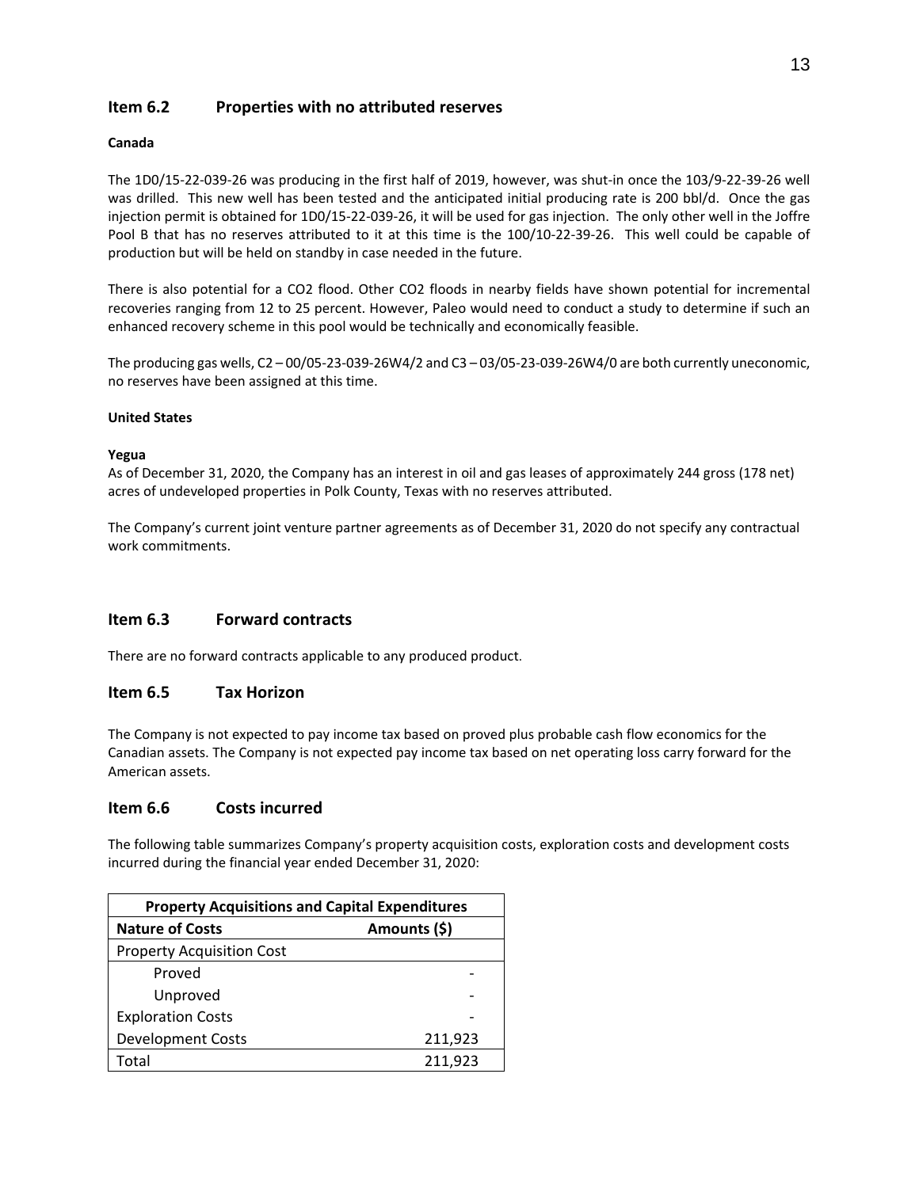## Item 6.2 Properties with no attributed reserves

**Canada**

The 1D0/15-22-039-26 was producing in the first half of 2019, however, was shut-in once the 103/9-22-39-26 well was drilled. This new well has been tested and the anticipated initial producing rate is 200 bbl/d. Once the gas injection permit is obtained for 1D0/15-22-039-26, it will be used for gas injection. The only other well in the Joffre Pool B that has no reserves attributed to it at this time is the 100/10-22-39-26. This well could be capable of production but will be held on standby in case needed in the future.

There is also potential for a $CO_2$ flood. Other $CO_2$ floods in nearby fields have shown potential for incremental recoveries ranging from 12 to 25 percent. However, Paleo would need to conduct a study to determine if such an enhanced recovery scheme in this pool would be technically and economically feasible.

The producing gas wells, C2 – 00/05-23-039-26W4/2 and C3 – 03/05-23-039-26W4/0 are both currently uneconomic, no reserves have been assigned at this time.

**United States**

**Yegua**

As of December 31, 2020, the Company has an interest in oil and gas leases of approximately 244 gross (178 net) acres of undeveloped properties in Polk County, Texas with no reserves attributed.

The Company's current joint venture partner agreements as of December 31, 2020 do not specify any contractual work commitments.

## Item 6.3 Forward contracts

There are no forward contracts applicable to any produced product.

## Item 6.5 Tax Horizon

The Company is not expected to pay income tax based on proved plus probable cash flow economics for the Canadian assets. The Company is not expected pay income tax based on net operating loss carry forward for the American assets.

## Item 6.6 Costs incurred

The following table summarizes Company's property acquisition costs, exploration costs and development costs incurred during the financial year ended December 31, 2020:

| Property Acquisitions and Capital Expenditures | |
|---|---|
| **Nature of Costs** | **Amounts ($)** |
| Property Acquisition Cost | |
| Proved | - |
| Unproved | - |
| Exploration Costs | - |
| Development Costs | 211,923 |
| Total | 211,923 |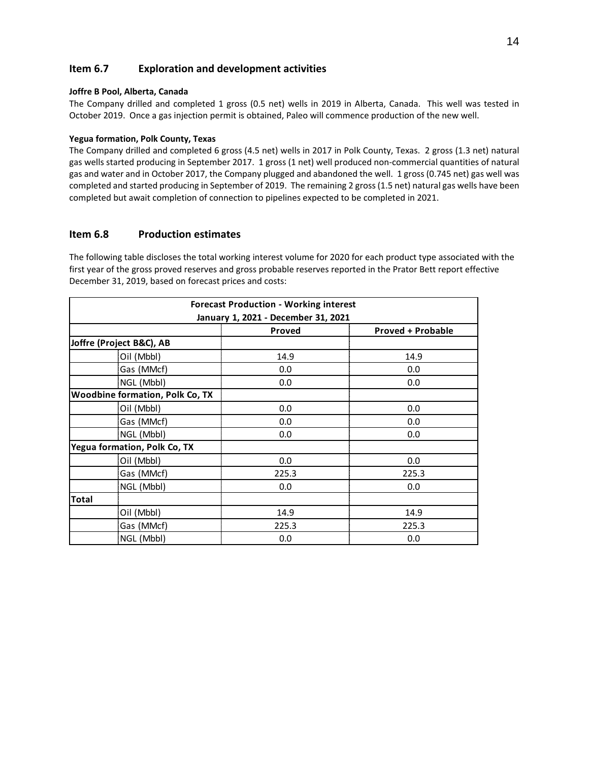## Item 6.7 Exploration and development activities

**Joffre B Pool, Alberta, Canada**

The Company drilled and completed 1 gross (0.5 net) wells in 2019 in Alberta, Canada. This well was tested in October 2019. Once a gas injection permit is obtained, Paleo will commence production of the new well.

**Yegua formation, Polk County, Texas**

The Company drilled and completed 6 gross (4.5 net) wells in 2017 in Polk County, Texas. 2 gross (1.3 net) natural gas wells started producing in September 2017. 1 gross (1 net) well produced non-commercial quantities of natural gas and water and in October 2017, the Company plugged and abandoned the well. 1 gross (0.745 net) gas well was completed and started producing in September of 2019. The remaining 2 gross (1.5 net) natural gas wells have been completed but await completion of connection to pipelines expected to be completed in 2021.

## Item 6.8 Production estimates

The following table discloses the total working interest volume for 2020 for each product type associated with the first year of the gross proved reserves and gross probable reserves reported in the Prator Bett report effective December 31, 2019, based on forecast prices and costs:

| Forecast Production - Working interest January 1, 2021 - December 31, 2021 | | | |
|---|---|---|---|
| | | **Proved** | **Proved + Probable** |
| **Joffre (Project B&C), AB** | | | |
| | Oil (Mbbl) | 14.9 | 14.9 |
| | Gas (MMcf) | 0.0 | 0.0 |
| | NGL (Mbbl) | 0.0 | 0.0 |
| **Woodbine formation, Polk Co, TX** | | | |
| | Oil (Mbbl) | 0.0 | 0.0 |
| | Gas (MMcf) | 0.0 | 0.0 |
| | NGL (Mbbl) | 0.0 | 0.0 |
| **Yegua formation, Polk Co, TX** | | | |
| | Oil (Mbbl) | 0.0 | 0.0 |
| | Gas (MMcf) | 225.3 | 225.3 |
| | NGL (Mbbl) | 0.0 | 0.0 |
| **Total** | | | |
| | Oil (Mbbl) | 14.9 | 14.9 |
| | Gas (MMcf) | 225.3 | 225.3 |
| | NGL (Mbbl) | 0.0 | 0.0 |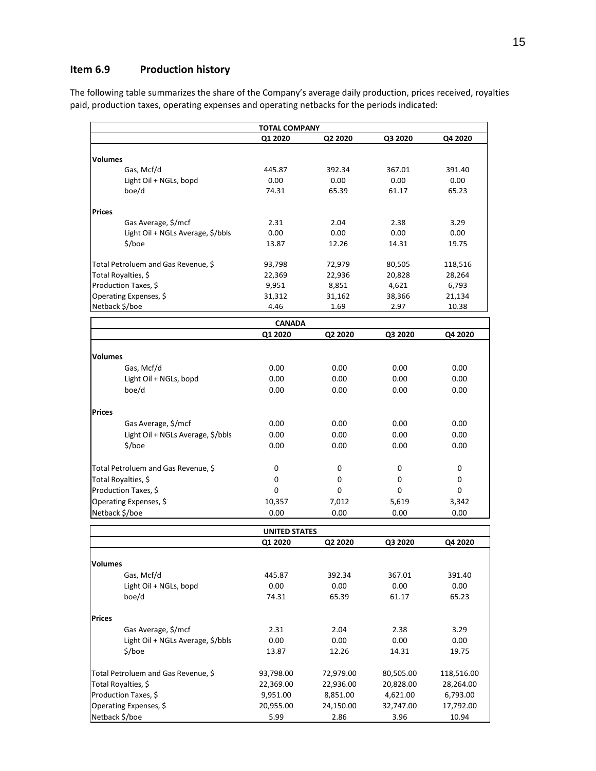## Item 6.9 Production history

The following table summarizes the share of the Company's average daily production, prices received, royalties paid, production taxes, operating expenses and operating netbacks for the periods indicated:

| TOTAL COMPANY | | | | |
|---|---|---|---|---|
| | Q1 2020 | Q2 2020 | Q3 2020 | Q4 2020 |
| **Volumes** | | | | |
| Gas, Mcf/d | 445.87 | 392.34 | 367.01 | 391.40 |
| Light Oil + NGLs, bopd | 0.00 | 0.00 | 0.00 | 0.00 |
| boe/d | 74.31 | 65.39 | 61.17 | 65.23 |
| **Prices** | | | | |
| Gas Average, $/mcf | 2.31 | 2.04 | 2.38 | 3.29 |
| Light Oil + NGLs Average, $/bbls | 0.00 | 0.00 | 0.00 | 0.00 |
| $/boe | 13.87 | 12.26 | 14.31 | 19.75 |
| Total Petroluem and Gas Revenue, $ | 93,798 | 72,979 | 80,505 | 118,516 |
| Total Royalties, $ | 22,369 | 22,936 | 20,828 | 28,264 |
| Production Taxes, $ | 9,951 | 8,851 | 4,621 | 6,793 |
| Operating Expenses, $ | 31,312 | 31,162 | 38,366 | 21,134 |
| Netback $/boe | 4.46 | 1.69 | 2.97 | 10.38 |

| CANADA | | | | |
|---|---|---|---|---|
| | Q1 2020 | Q2 2020 | Q3 2020 | Q4 2020 |
| **Volumes** | | | | |
| Gas, Mcf/d | 0.00 | 0.00 | 0.00 | 0.00 |
| Light Oil + NGLs, bopd | 0.00 | 0.00 | 0.00 | 0.00 |
| boe/d | 0.00 | 0.00 | 0.00 | 0.00 |
| **Prices** | | | | |
| Gas Average, $/mcf | 0.00 | 0.00 | 0.00 | 0.00 |
| Light Oil + NGLs Average, $/bbls | 0.00 | 0.00 | 0.00 | 0.00 |
| $/boe | 0.00 | 0.00 | 0.00 | 0.00 |
| Total Petroluem and Gas Revenue, $ | 0 | 0 | 0 | 0 |
| Total Royalties, $ | 0 | 0 | 0 | 0 |
| Production Taxes, $ | 0 | 0 | 0 | 0 |
| Operating Expenses, $ | 10,357 | 7,012 | 5,619 | 3,342 |
| Netback $/boe | 0.00 | 0.00 | 0.00 | 0.00 |

| UNITED STATES | | | | |
|---|---|---|---|---|
| | Q1 2020 | Q2 2020 | Q3 2020 | Q4 2020 |
| **Volumes** | | | | |
| Gas, Mcf/d | 445.87 | 392.34 | 367.01 | 391.40 |
| Light Oil + NGLs, bopd | 0.00 | 0.00 | 0.00 | 0.00 |
| boe/d | 74.31 | 65.39 | 61.17 | 65.23 |
| **Prices** | | | | |
| Gas Average, $/mcf | 2.31 | 2.04 | 2.38 | 3.29 |
| Light Oil + NGLs Average, $/bbls | 0.00 | 0.00 | 0.00 | 0.00 |
| $/boe | 13.87 | 12.26 | 14.31 | 19.75 |
| Total Petroluem and Gas Revenue, $ | 93,798.00 | 72,979.00 | 80,505.00 | 118,516.00 |
| Total Royalties, $ | 22,369.00 | 22,936.00 | 20,828.00 | 28,264.00 |
| Production Taxes, $ | 9,951.00 | 8,851.00 | 4,621.00 | 6,793.00 |
| Operating Expenses, $ | 20,955.00 | 24,150.00 | 32,747.00 | 17,792.00 |
| Netback $/boe | 5.99 | 2.86 | 3.96 | 10.94 |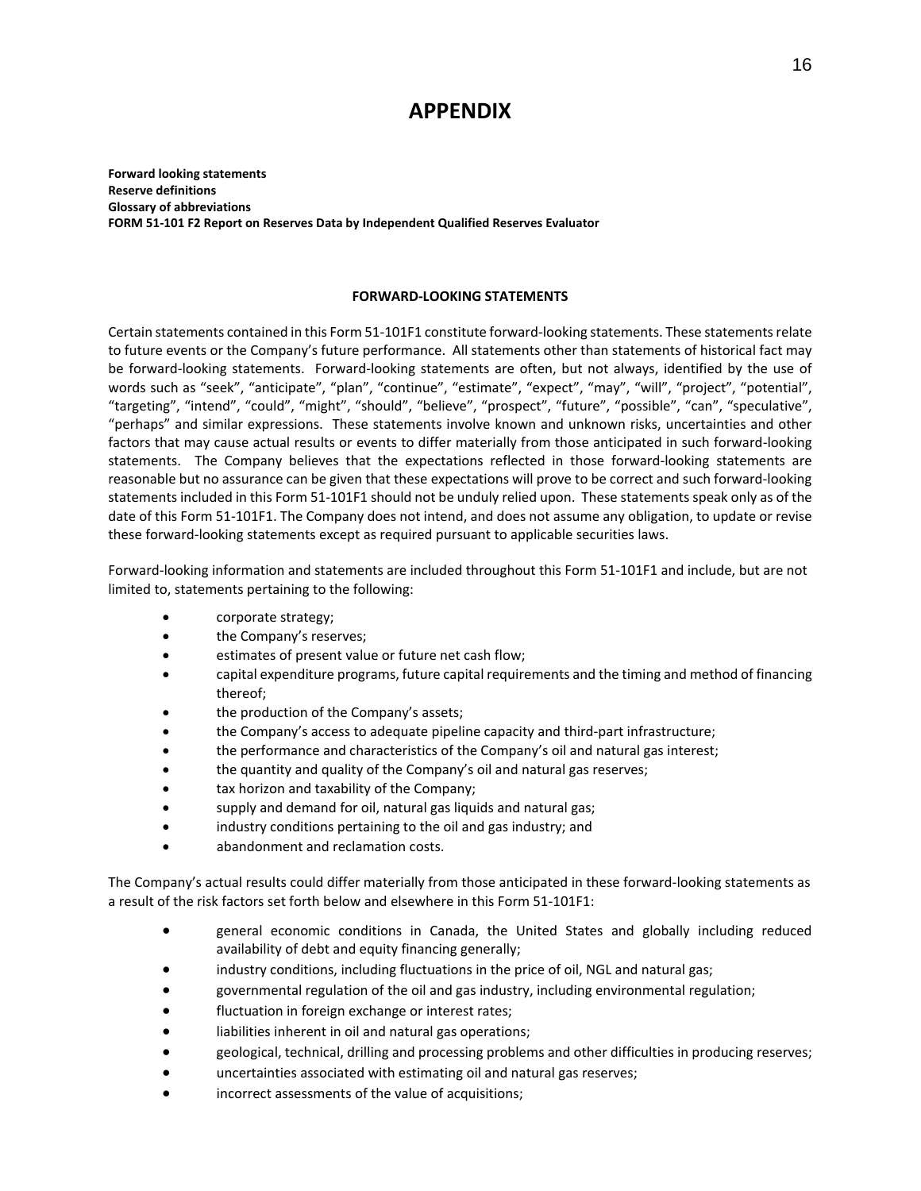# APPENDIX

**Forward looking statements**
**Reserve definitions**
**Glossary of abbreviations**
**FORM 51-101 F2 Report on Reserves Data by Independent Qualified Reserves Evaluator**

## FORWARD-LOOKING STATEMENTS

Certain statements contained in this Form 51-101F1 constitute forward-looking statements. These statements relate to future events or the Company's future performance. All statements other than statements of historical fact may be forward-looking statements. Forward-looking statements are often, but not always, identified by the use of words such as "seek", "anticipate", "plan", "continue", "estimate", "expect", "may", "will", "project", "potential", "targeting", "intend", "could", "might", "should", "believe", "prospect", "future", "possible", "can", "speculative", "perhaps" and similar expressions. These statements involve known and unknown risks, uncertainties and other factors that may cause actual results or events to differ materially from those anticipated in such forward-looking statements. The Company believes that the expectations reflected in those forward-looking statements are reasonable but no assurance can be given that these expectations will prove to be correct and such forward-looking statements included in this Form 51-101F1 should not be unduly relied upon. These statements speak only as of the date of this Form 51-101F1. The Company does not intend, and does not assume any obligation, to update or revise these forward-looking statements except as required pursuant to applicable securities laws.

Forward-looking information and statements are included throughout this Form 51-101F1 and include, but are not limited to, statements pertaining to the following:

- corporate strategy;
- the Company's reserves;
- estimates of present value or future net cash flow;
- capital expenditure programs, future capital requirements and the timing and method of financing thereof;
- the production of the Company's assets;
- the Company's access to adequate pipeline capacity and third-part infrastructure;
- the performance and characteristics of the Company's oil and natural gas interest;
- the quantity and quality of the Company's oil and natural gas reserves;
- tax horizon and taxability of the Company;
- supply and demand for oil, natural gas liquids and natural gas;
- industry conditions pertaining to the oil and gas industry; and
- abandonment and reclamation costs.

The Company's actual results could differ materially from those anticipated in these forward-looking statements as a result of the risk factors set forth below and elsewhere in this Form 51-101F1:

- general economic conditions in Canada, the United States and globally including reduced availability of debt and equity financing generally;
- industry conditions, including fluctuations in the price of oil, NGL and natural gas;
- governmental regulation of the oil and gas industry, including environmental regulation;
- fluctuation in foreign exchange or interest rates;
- liabilities inherent in oil and natural gas operations;
- geological, technical, drilling and processing problems and other difficulties in producing reserves;
- uncertainties associated with estimating oil and natural gas reserves;
- incorrect assessments of the value of acquisitions;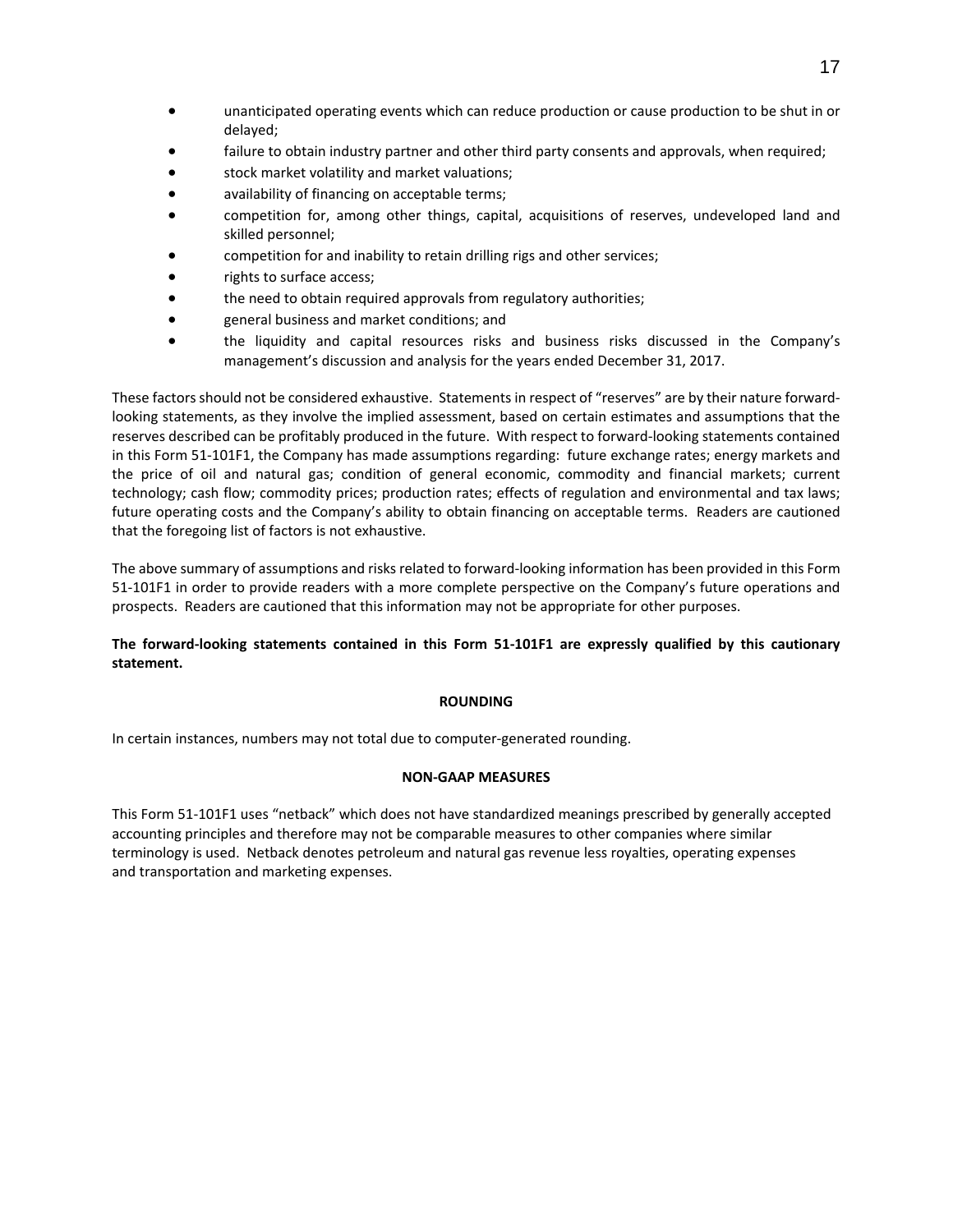- unanticipated operating events which can reduce production or cause production to be shut in or delayed;
- failure to obtain industry partner and other third party consents and approvals, when required;
- stock market volatility and market valuations;
- availability of financing on acceptable terms;
- competition for, among other things, capital, acquisitions of reserves, undeveloped land and skilled personnel;
- competition for and inability to retain drilling rigs and other services;
- rights to surface access;
- the need to obtain required approvals from regulatory authorities;
- general business and market conditions; and
- the liquidity and capital resources risks and business risks discussed in the Company's management's discussion and analysis for the years ended December 31, 2017.

These factors should not be considered exhaustive. Statements in respect of "reserves" are by their nature forward-looking statements, as they involve the implied assessment, based on certain estimates and assumptions that the reserves described can be profitably produced in the future. With respect to forward-looking statements contained in this Form 51-101F1, the Company has made assumptions regarding: future exchange rates; energy markets and the price of oil and natural gas; condition of general economic, commodity and financial markets; current technology; cash flow; commodity prices; production rates; effects of regulation and environmental and tax laws; future operating costs and the Company's ability to obtain financing on acceptable terms. Readers are cautioned that the foregoing list of factors is not exhaustive.

The above summary of assumptions and risks related to forward-looking information has been provided in this Form 51-101F1 in order to provide readers with a more complete perspective on the Company's future operations and prospects. Readers are cautioned that this information may not be appropriate for other purposes.

**The forward-looking statements contained in this Form 51-101F1 are expressly qualified by this cautionary statement.**

## ROUNDING

In certain instances, numbers may not total due to computer-generated rounding.

## NON-GAAP MEASURES

This Form 51-101F1 uses "netback" which does not have standardized meanings prescribed by generally accepted accounting principles and therefore may not be comparable measures to other companies where similar terminology is used. Netback denotes petroleum and natural gas revenue less royalties, operating expenses and transportation and marketing expenses.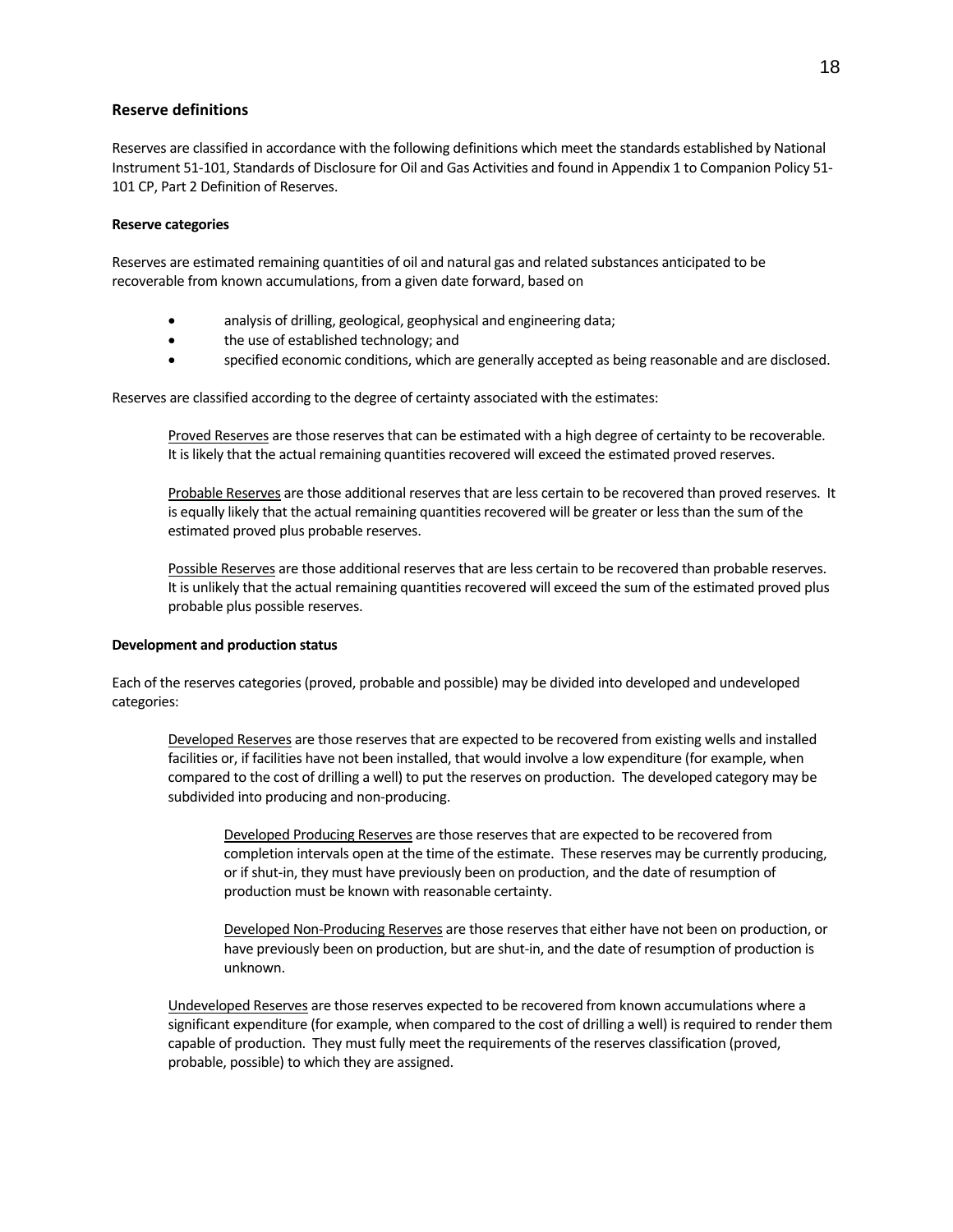## Reserve definitions

Reserves are classified in accordance with the following definitions which meet the standards established by National Instrument 51-101, Standards of Disclosure for Oil and Gas Activities and found in Appendix 1 to Companion Policy 51-101 CP, Part 2 Definition of Reserves.

### Reserve categories

Reserves are estimated remaining quantities of oil and natural gas and related substances anticipated to be recoverable from known accumulations, from a given date forward, based on

- analysis of drilling, geological, geophysical and engineering data;
- the use of established technology; and
- specified economic conditions, which are generally accepted as being reasonable and are disclosed.

Reserves are classified according to the degree of certainty associated with the estimates:

> Proved Reserves are those reserves that can be estimated with a high degree of certainty to be recoverable. It is likely that the actual remaining quantities recovered will exceed the estimated proved reserves.
>
> Probable Reserves are those additional reserves that are less certain to be recovered than proved reserves. It is equally likely that the actual remaining quantities recovered will be greater or less than the sum of the estimated proved plus probable reserves.
>
> Possible Reserves are those additional reserves that are less certain to be recovered than probable reserves. It is unlikely that the actual remaining quantities recovered will exceed the sum of the estimated proved plus probable plus possible reserves.

### Development and production status

Each of the reserves categories (proved, probable and possible) may be divided into developed and undeveloped categories:

> Developed Reserves are those reserves that are expected to be recovered from existing wells and installed facilities or, if facilities have not been installed, that would involve a low expenditure (for example, when compared to the cost of drilling a well) to put the reserves on production. The developed category may be subdivided into producing and non-producing.
>
> > Developed Producing Reserves are those reserves that are expected to be recovered from completion intervals open at the time of the estimate. These reserves may be currently producing, or if shut-in, they must have previously been on production, and the date of resumption of production must be known with reasonable certainty.
> >
> > Developed Non-Producing Reserves are those reserves that either have not been on production, or have previously been on production, but are shut-in, and the date of resumption of production is unknown.
>
> Undeveloped Reserves are those reserves expected to be recovered from known accumulations where a significant expenditure (for example, when compared to the cost of drilling a well) is required to render them capable of production. They must fully meet the requirements of the reserves classification (proved, probable, possible) to which they are assigned.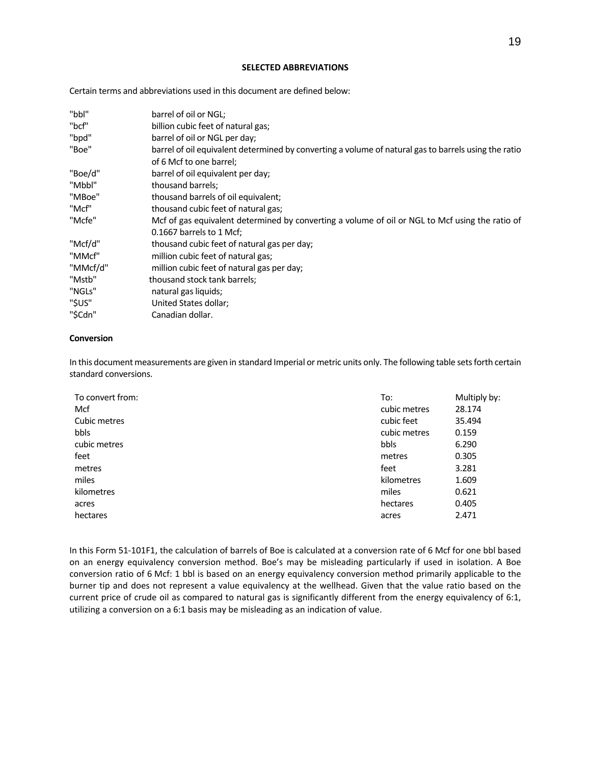**SELECTED ABBREVIATIONS**

Certain terms and abbreviations used in this document are defined below:

| | |
|---|---|
| "bbl" | barrel of oil or NGL; |
| "bcf" | billion cubic feet of natural gas; |
| "bpd" | barrel of oil or NGL per day; |
| "Boe" | barrel of oil equivalent determined by converting a volume of natural gas to barrels using the ratio of 6 Mcf to one barrel; |
| "Boe/d" | barrel of oil equivalent per day; |
| "Mbbl" | thousand barrels; |
| "MBoe" | thousand barrels of oil equivalent; |
| "Mcf" | thousand cubic feet of natural gas; |
| "Mcfe" | Mcf of gas equivalent determined by converting a volume of oil or NGL to Mcf using the ratio of 0.1667 barrels to 1 Mcf; |
| "Mcf/d" | thousand cubic feet of natural gas per day; |
| "MMcf" | million cubic feet of natural gas; |
| "MMcf/d" | million cubic feet of natural gas per day; |
| "Mstb" | thousand stock tank barrels; |
| "NGLs" | natural gas liquids; |
| "$US" | United States dollar; |
| "$Cdn" | Canadian dollar. |

**Conversion**

In this document measurements are given in standard Imperial or metric units only. The following table sets forth certain standard conversions.

| To convert from: | To: | Multiply by: |
|---|---|---|
| Mcf | cubic metres | 28.174 |
| Cubic metres | cubic feet | 35.494 |
| bbls | cubic metres | 0.159 |
| cubic metres | bbls | 6.290 |
| feet | metres | 0.305 |
| metres | feet | 3.281 |
| miles | kilometres | 1.609 |
| kilometres | miles | 0.621 |
| acres | hectares | 0.405 |
| hectares | acres | 2.471 |

In this Form 51-101F1, the calculation of barrels of Boe is calculated at a conversion rate of 6 Mcf for one bbl based on an energy equivalency conversion method. Boe's may be misleading particularly if used in isolation. A Boe conversion ratio of 6 Mcf: 1 bbl is based on an energy equivalency conversion method primarily applicable to the burner tip and does not represent a value equivalency at the wellhead. Given that the value ratio based on the current price of crude oil as compared to natural gas is significantly different from the energy equivalency of 6:1, utilizing a conversion on a 6:1 basis may be misleading as an indication of value.